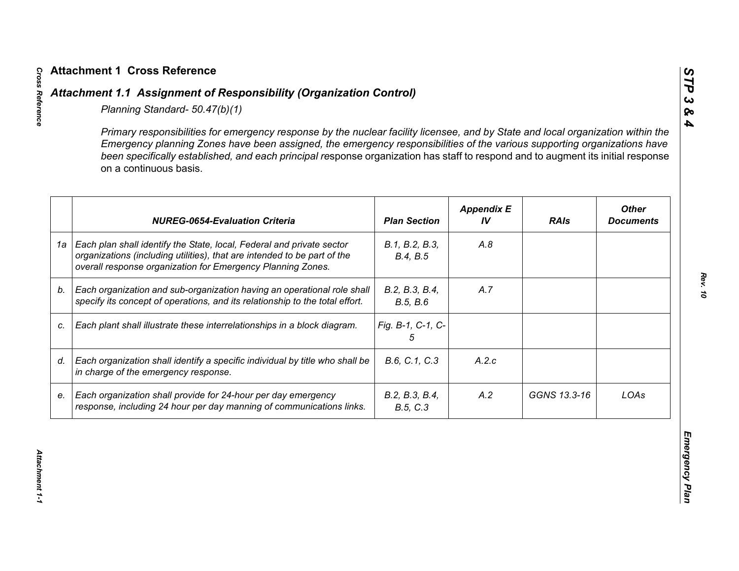# Attachment 1 Cross Reference

## *Attachment 1.1 Assignment of Responsibility (Organization Control)*

*Planning Standard- 50.47(b)(1)*

*Primary responsibilities for emergency response by the nuclear facility licensee, and by State and local organization within the Emergency planning Zones have been assigned, the emergency responsibilities of the various supporting organizations have been specifically established, and each principal re*sponse organization has staff to respond and to augment its initial response on a continuous basis.

| | NUREG-0654-Evaluation Criteria | Plan Section | Appendix E IV | RAIs | Other Documents |
|---|---|---|---|---|---|
| 1a | *Each plan shall identify the State, local, Federal and private sector organizations (including utilities), that are intended to be part of the overall response organization for Emergency Planning Zones.* | *B.1, B.2, B.3, B.4, B.5* | *A.8* | | |
| b. | *Each organization and sub-organization having an operational role shall specify its concept of operations, and its relationship to the total effort.* | *B.2, B.3, B.4, B.5, B.6* | *A.7* | | |
| c. | *Each plant shall illustrate these interrelationships in a block diagram.* | *Fig. B-1, C-1, C-5* | | | |
| d. | *Each organization shall identify a specific individual by title who shall be in charge of the emergency response.* | *B.6, C.1, C.3* | *A.2.c* | | |
| e. | *Each organization shall provide for 24-hour per day emergency response, including 24 hour per day manning of communications links.* | *B.2, B.3, B.4, B.5, C.3* | *A.2* | *GGNS 13.3-16* | *LOAs* |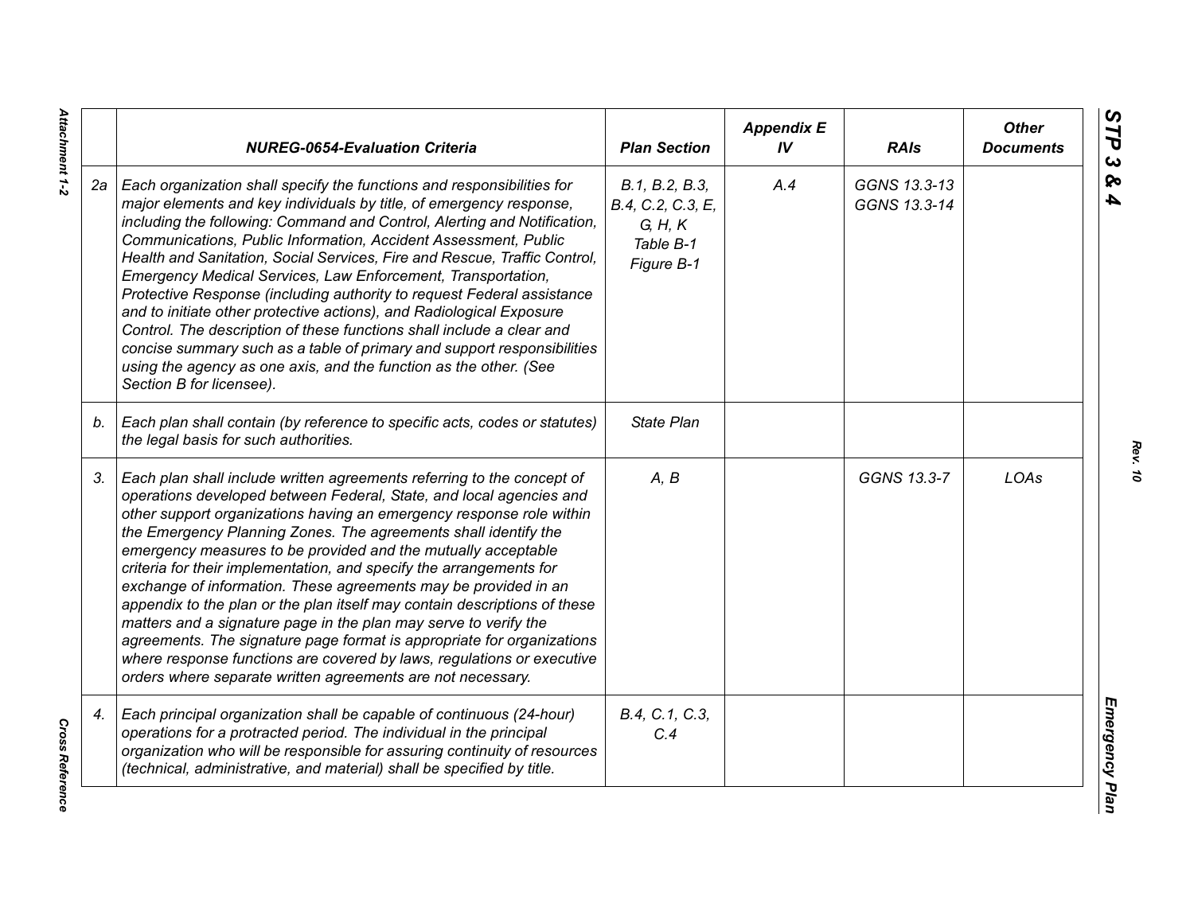| | NUREG-0654-Evaluation Criteria | Plan Section | Appendix E IV | RAIs | Other Documents |
|---|---|---|---|---|---|
| 2a | *Each organization shall specify the functions and responsibilities for major elements and key individuals by title, of emergency response, including the following: Command and Control, Alerting and Notification, Communications, Public Information, Accident Assessment, Public Health and Sanitation, Social Services, Fire and Rescue, Traffic Control, Emergency Medical Services, Law Enforcement, Transportation, Protective Response (including authority to request Federal assistance and to initiate other protective actions), and Radiological Exposure Control. The description of these functions shall include a clear and concise summary such as a table of primary and support responsibilities using the agency as one axis, and the function as the other. (See Section B for licensee).* | *B.1, B.2, B.3, B.4, C.2, C.3, E, G, H, K Table B-1 Figure B-1* | *A.4* | *GGNS 13.3-13 GGNS 13.3-14* | |
| b. | *Each plan shall contain (by reference to specific acts, codes or statutes) the legal basis for such authorities.* | *State Plan* | | | |
| 3. | *Each plan shall include written agreements referring to the concept of operations developed between Federal, State, and local agencies and other support organizations having an emergency response role within the Emergency Planning Zones. The agreements shall identify the emergency measures to be provided and the mutually acceptable criteria for their implementation, and specify the arrangements for exchange of information. These agreements may be provided in an appendix to the plan or the plan itself may contain descriptions of these matters and a signature page in the plan may serve to verify the agreements. The signature page format is appropriate for organizations where response functions are covered by laws, regulations or executive orders where separate written agreements are not necessary.* | *A, B* | | *GGNS 13.3-7* | *LOAs* |
| 4. | *Each principal organization shall be capable of continuous (24-hour) operations for a protracted period. The individual in the principal organization who will be responsible for assuring continuity of resources (technical, administrative, and material) shall be specified by title.* | *B.4, C.1, C.3, C.4* | | | |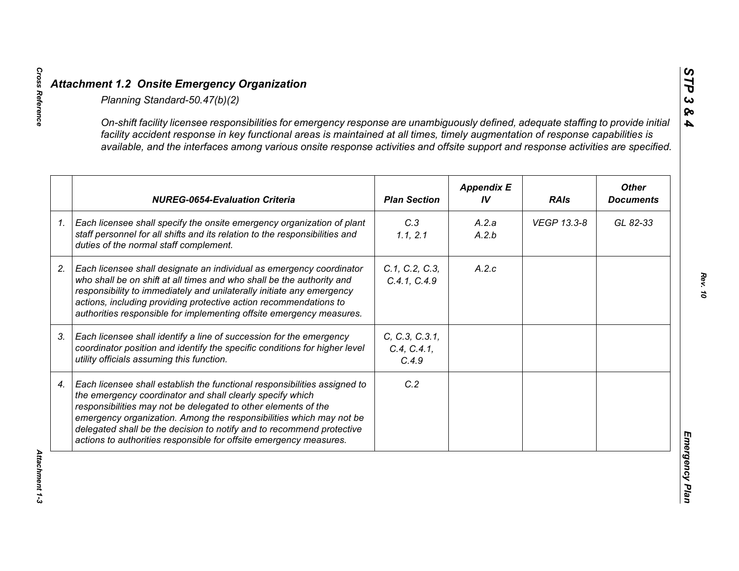## *Attachment 1.2 Onsite Emergency Organization*

*Planning Standard-50.47(b)(2)*

*On-shift facility licensee responsibilities for emergency response are unambiguously defined, adequate staffing to provide initial facility accident response in key functional areas is maintained at all times, timely augmentation of response capabilities is available, and the interfaces among various onsite response activities and offsite support and response activities are specified.*

| | NUREG-0654-Evaluation Criteria | Plan Section | Appendix E IV | RAIs | Other Documents |
|---|---|---|---|---|---|
| 1. | Each licensee shall specify the onsite emergency organization of plant staff personnel for all shifts and its relation to the responsibilities and duties of the normal staff complement. | C.3<br>1.1, 2.1 | A.2.a<br>A.2.b | VEGP 13.3-8 | GL 82-33 |
| 2. | Each licensee shall designate an individual as emergency coordinator who shall be on shift at all times and who shall be the authority and responsibility to immediately and unilaterally initiate any emergency actions, including providing protective action recommendations to authorities responsible for implementing offsite emergency measures. | C.1, C.2, C.3, C.4.1, C.4.9 | A.2.c | | |
| 3. | Each licensee shall identify a line of succession for the emergency coordinator position and identify the specific conditions for higher level utility officials assuming this function. | C, C.3, C.3.1, C.4, C.4.1, C.4.9 | | | |
| 4. | Each licensee shall establish the functional responsibilities assigned to the emergency coordinator and shall clearly specify which responsibilities may not be delegated to other elements of the emergency organization. Among the responsibilities which may not be delegated shall be the decision to notify and to recommend protective actions to authorities responsible for offsite emergency measures. | C.2 | | | |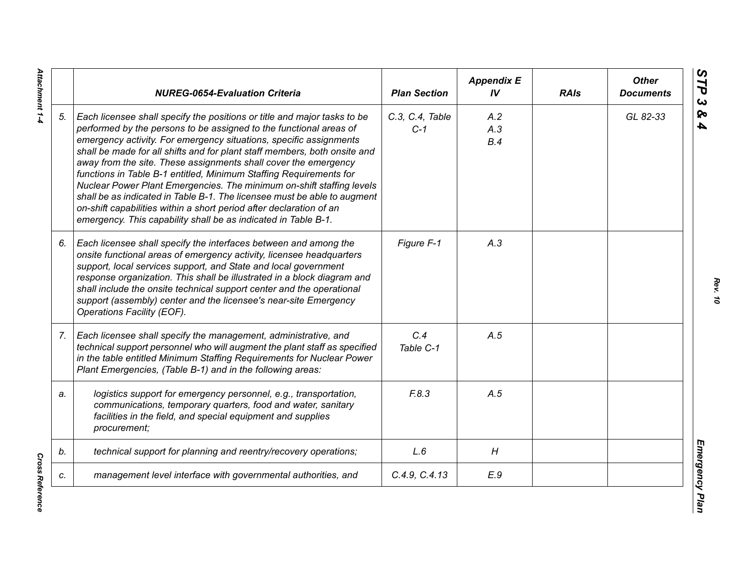| | NUREG-0654-Evaluation Criteria | Plan Section | Appendix E IV | RAIs | Other Documents |
|---|---|---|---|---|---|
| 5. | *Each licensee shall specify the positions or title and major tasks to be performed by the persons to be assigned to the functional areas of emergency activity. For emergency situations, specific assignments shall be made for all shifts and for plant staff members, both onsite and away from the site. These assignments shall cover the emergency functions in Table B-1 entitled, Minimum Staffing Requirements for Nuclear Power Plant Emergencies. The minimum on-shift staffing levels shall be as indicated in Table B-1. The licensee must be able to augment on-shift capabilities within a short period after declaration of an emergency. This capability shall be as indicated in Table B-1.* | C.3, C.4, Table C-1 | A.2<br>A.3<br>B.4 | | GL 82-33 |
| 6. | *Each licensee shall specify the interfaces between and among the onsite functional areas of emergency activity, licensee headquarters support, local services support, and State and local government response organization. This shall be illustrated in a block diagram and shall include the onsite technical support center and the operational support (assembly) center and the licensee's near-site Emergency Operations Facility (EOF).* | Figure F-1 | A.3 | | |
| 7. | *Each licensee shall specify the management, administrative, and technical support personnel who will augment the plant staff as specified in the table entitled Minimum Staffing Requirements for Nuclear Power Plant Emergencies, (Table B-1) and in the following areas:* | C.4<br>Table C-1 | A.5 | | |
| a. | *logistics support for emergency personnel, e.g., transportation, communications, temporary quarters, food and water, sanitary facilities in the field, and special equipment and supplies procurement;* | F.8.3 | A.5 | | |
| b. | *technical support for planning and reentry/recovery operations;* | L.6 | H | | |
| c. | *management level interface with governmental authorities, and* | C.4.9, C.4.13 | E.9 | | |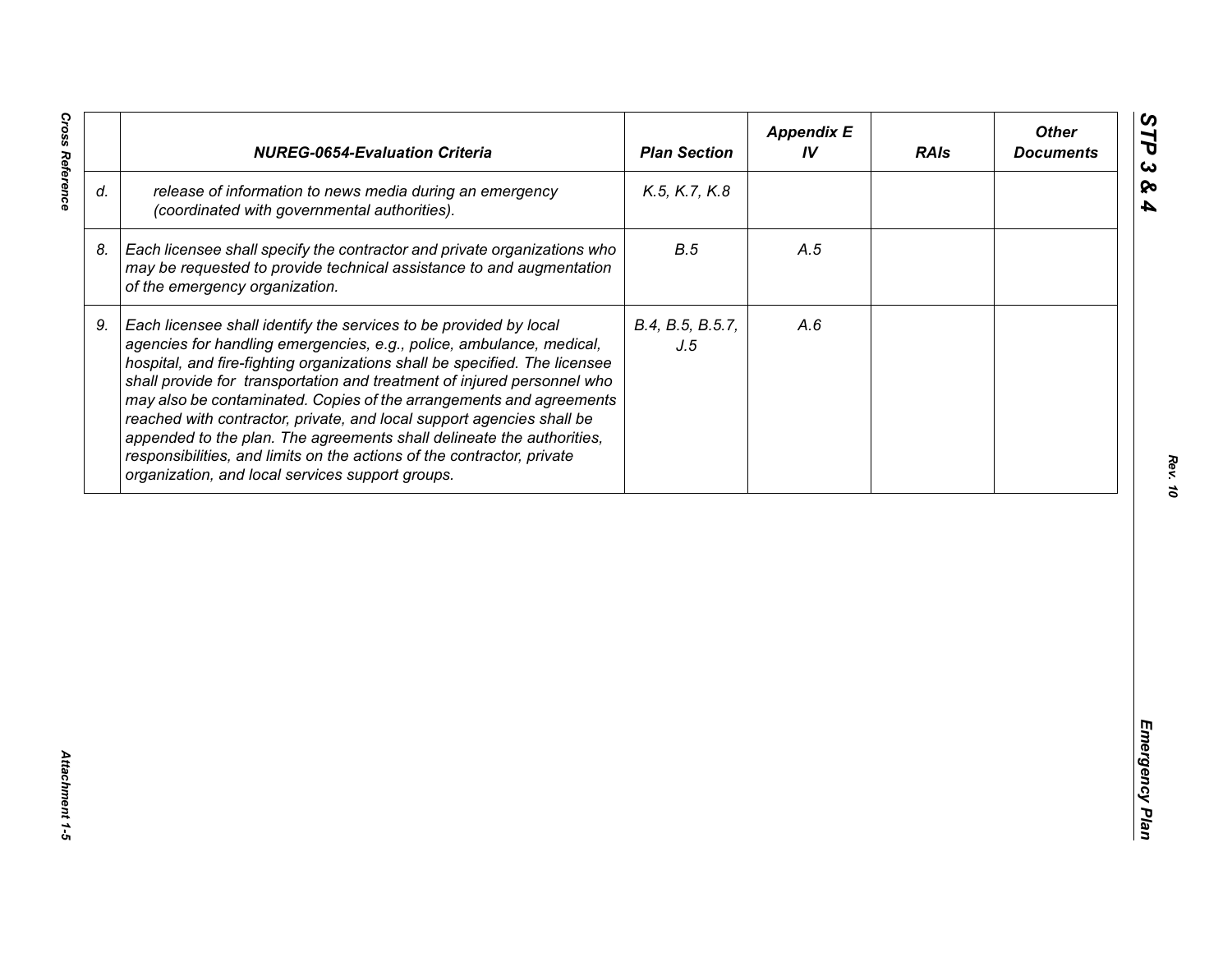| | NUREG-0654-Evaluation Criteria | Plan Section | Appendix E IV | RAIs | Other Documents |
|---|---|---|---|---|---|
| d. | *release of information to news media during an emergency (coordinated with governmental authorities).* | *K.5, K.7, K.8* | | | |
| 8. | *Each licensee shall specify the contractor and private organizations who may be requested to provide technical assistance to and augmentation of the emergency organization.* | *B.5* | *A.5* | | |
| 9. | *Each licensee shall identify the services to be provided by local agencies for handling emergencies, e.g., police, ambulance, medical, hospital, and fire-fighting organizations shall be specified. The licensee shall provide for transportation and treatment of injured personnel who may also be contaminated. Copies of the arrangements and agreements reached with contractor, private, and local support agencies shall be appended to the plan. The agreements shall delineate the authorities, responsibilities, and limits on the actions of the contractor, private organization, and local services support groups.* | *B.4, B.5, B.5.7, J.5* | *A.6* | | |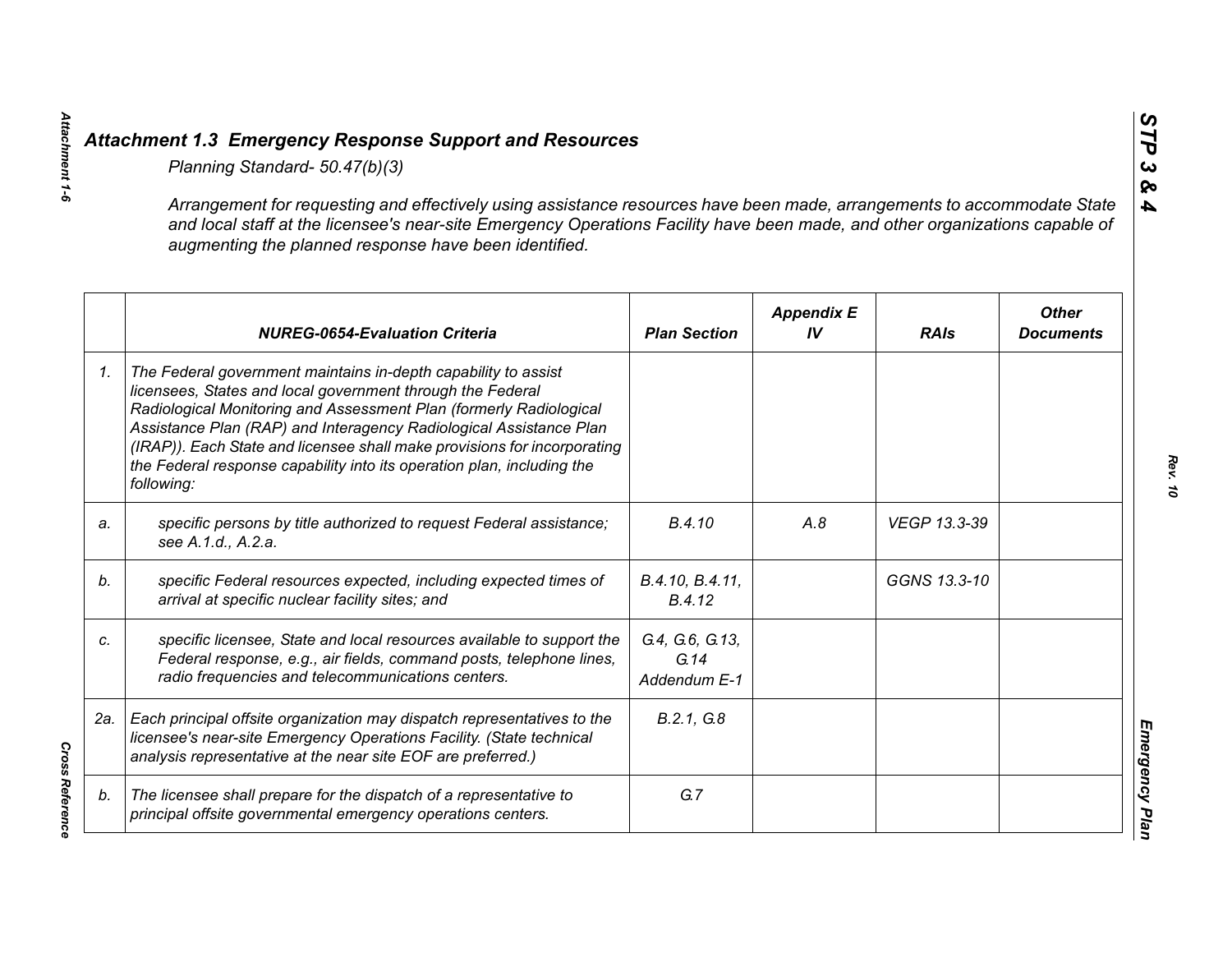## *Attachment 1.3 Emergency Response Support and Resources*

*Planning Standard- 50.47(b)(3)*

*Arrangement for requesting and effectively using assistance resources have been made, arrangements to accommodate State and local staff at the licensee's near-site Emergency Operations Facility have been made, and other organizations capable of augmenting the planned response have been identified.*

| | NUREG-0654-Evaluation Criteria | Plan Section | Appendix E IV | RAIs | Other Documents |
|---|---|---|---|---|---|
| *1.* | *The Federal government maintains in-depth capability to assist licensees, States and local government through the Federal Radiological Monitoring and Assessment Plan (formerly Radiological Assistance Plan (RAP) and Interagency Radiological Assistance Plan (IRAP)). Each State and licensee shall make provisions for incorporating the Federal response capability into its operation plan, including the following:* | | | | |
| *a.* | *specific persons by title authorized to request Federal assistance; see A.1.d., A.2.a.* | *B.4.10* | *A.8* | *VEGP 13.3-39* | |
| *b.* | *specific Federal resources expected, including expected times of arrival at specific nuclear facility sites; and* | *B.4.10, B.4.11, B.4.12* | | *GGNS 13.3-10* | |
| *c.* | *specific licensee, State and local resources available to support the Federal response, e.g., air fields, command posts, telephone lines, radio frequencies and telecommunications centers.* | *G.4, G.6, G.13, G.14 Addendum E-1* | | | |
| *2a.* | *Each principal offsite organization may dispatch representatives to the licensee's near-site Emergency Operations Facility. (State technical analysis representative at the near site EOF are preferred.)* | *B.2.1, G.8* | | | |
| *b.* | *The licensee shall prepare for the dispatch of a representative to principal offsite governmental emergency operations centers.* | *G.7* | | | |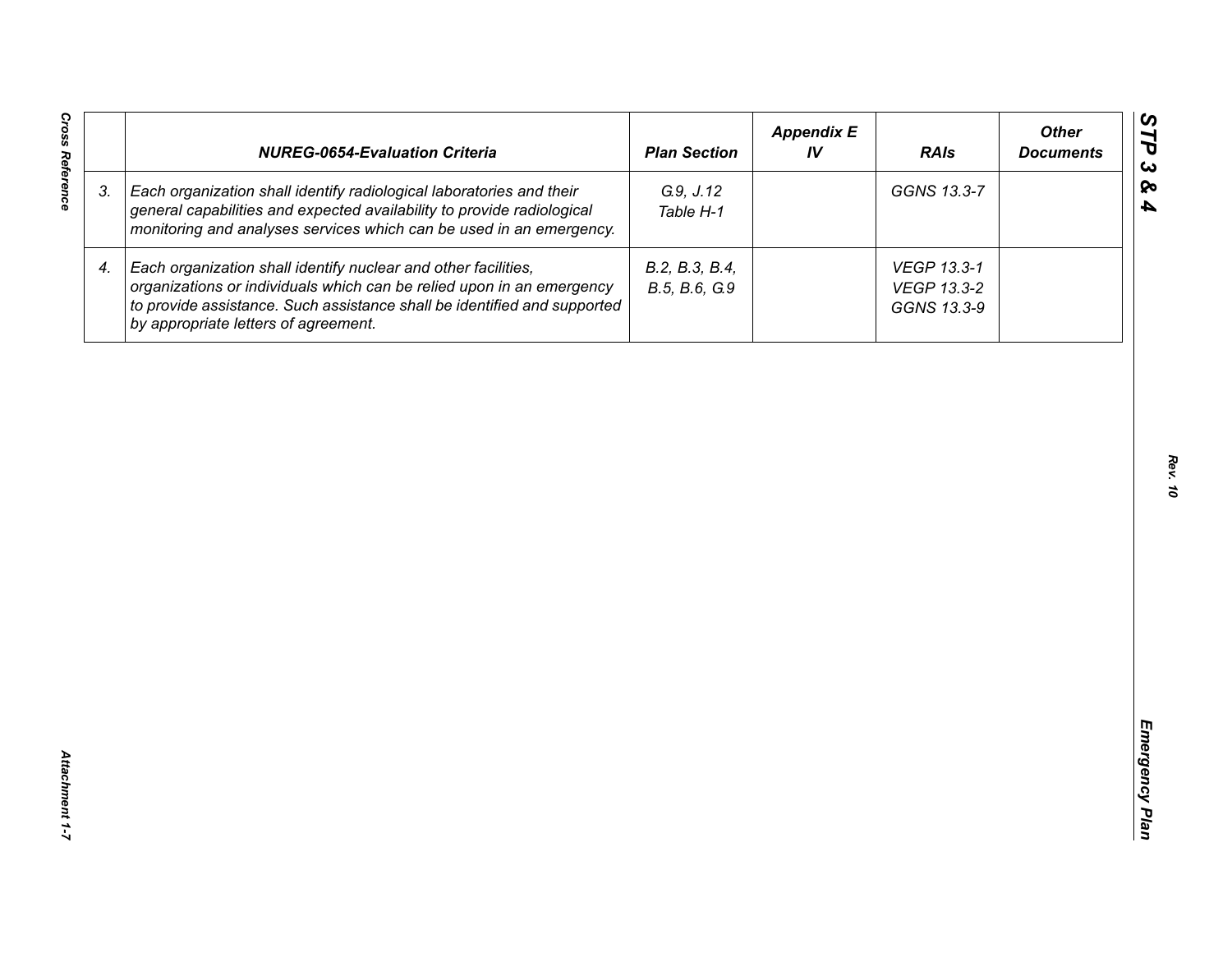| | NUREG-0654-Evaluation Criteria | Plan Section | Appendix E IV | RAIs | Other Documents |
|---|---|---|---|---|---|
| 3. | *Each organization shall identify radiological laboratories and their general capabilities and expected availability to provide radiological monitoring and analyses services which can be used in an emergency.* | *G.9, J.12 Table H-1* | | *GGNS 13.3-7* | |
| 4. | *Each organization shall identify nuclear and other facilities, organizations or individuals which can be relied upon in an emergency to provide assistance. Such assistance shall be identified and supported by appropriate letters of agreement.* | *B.2, B.3, B.4, B.5, B.6, G.9* | | *VEGP 13.3-1 VEGP 13.3-2 GGNS 13.3-9* | |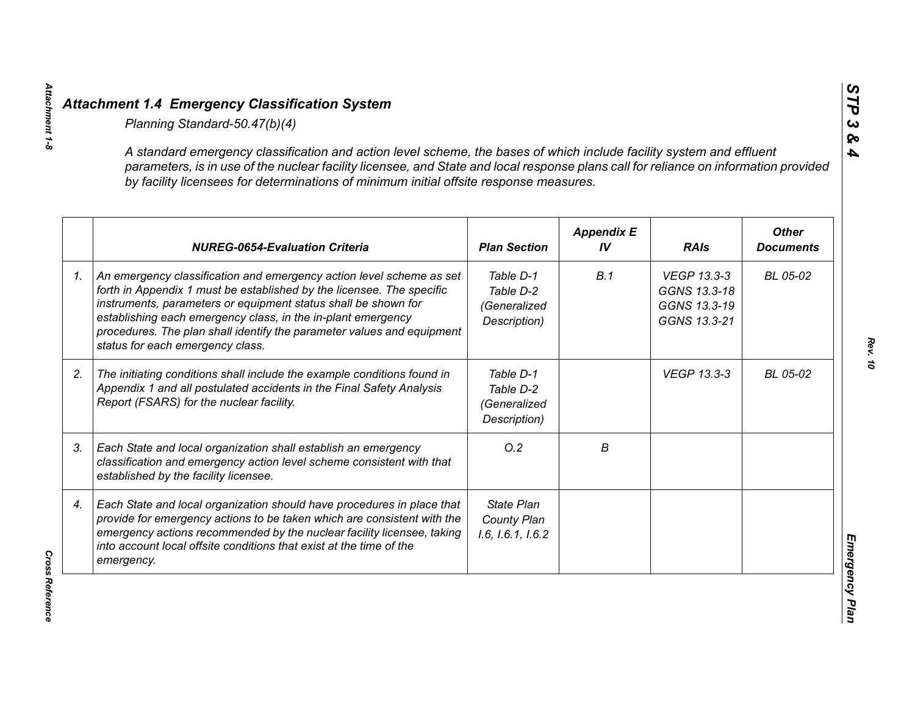## *Attachment 1.4 Emergency Classification System*

*Planning Standard-50.47(b)(4)*

*A standard emergency classification and action level scheme, the bases of which include facility system and effluent parameters, is in use of the nuclear facility licensee, and State and local response plans call for reliance on information provided by facility licensees for determinations of minimum initial offsite response measures.*

| | NUREG-0654-Evaluation Criteria | Plan Section | Appendix E IV | RAIs | Other Documents |
|---|---|---|---|---|---|
| 1. | An emergency classification and emergency action level scheme as set forth in Appendix 1 must be established by the licensee. The specific instruments, parameters or equipment status shall be shown for establishing each emergency class, in the in-plant emergency procedures. The plan shall identify the parameter values and equipment status for each emergency class. | Table D-1<br>Table D-2<br>(Generalized Description) | B.1 | VEGP 13.3-3<br>GGNS 13.3-18<br>GGNS 13.3-19<br>GGNS 13.3-21 | BL 05-02 |
| 2. | The initiating conditions shall include the example conditions found in Appendix 1 and all postulated accidents in the Final Safety Analysis Report (FSARS) for the nuclear facility. | Table D-1<br>Table D-2<br>(Generalized Description) | | VEGP 13.3-3 | BL 05-02 |
| 3. | Each State and local organization shall establish an emergency classification and emergency action level scheme consistent with that established by the facility licensee. | O.2 | B | | |
| 4. | Each State and local organization should have procedures in place that provide for emergency actions to be taken which are consistent with the emergency actions recommended by the nuclear facility licensee, taking into account local offsite conditions that exist at the time of the emergency. | State Plan<br>County Plan<br>I.6, I.6.1, I.6.2 | | | |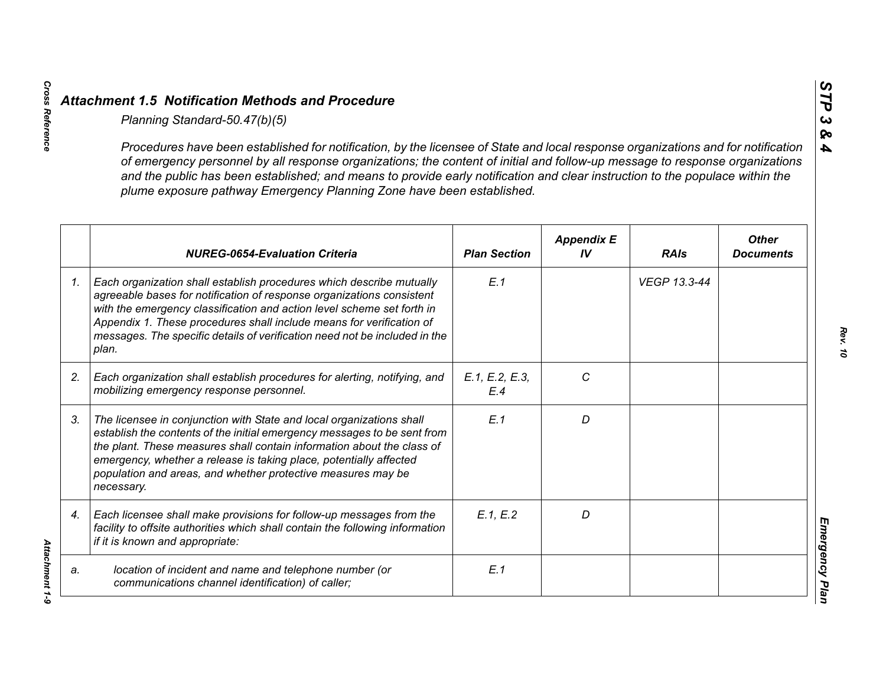## *Attachment 1.5 Notification Methods and Procedure*

*Planning Standard-50.47(b)(5)*

*Procedures have been established for notification, by the licensee of State and local response organizations and for notification of emergency personnel by all response organizations; the content of initial and follow-up message to response organizations and the public has been established; and means to provide early notification and clear instruction to the populace within the plume exposure pathway Emergency Planning Zone have been established.*

| | *NUREG-0654-Evaluation Criteria* | *Plan Section* | *Appendix E IV* | *RAIs* | *Other Documents* |
|---|---|---|---|---|---|
| *1.* | *Each organization shall establish procedures which describe mutually agreeable bases for notification of response organizations consistent with the emergency classification and action level scheme set forth in Appendix 1. These procedures shall include means for verification of messages. The specific details of verification need not be included in the plan.* | *E.1* | | *VEGP 13.3-44* | |
| *2.* | *Each organization shall establish procedures for alerting, notifying, and mobilizing emergency response personnel.* | *E.1, E.2, E.3, E.4* | *C* | | |
| *3.* | *The licensee in conjunction with State and local organizations shall establish the contents of the initial emergency messages to be sent from the plant. These measures shall contain information about the class of emergency, whether a release is taking place, potentially affected population and areas, and whether protective measures may be necessary.* | *E.1* | *D* | | |
| *4.* | *Each licensee shall make provisions for follow-up messages from the facility to offsite authorities which shall contain the following information if it is known and appropriate:* | *E.1, E.2* | *D* | | |
| *a.* | *location of incident and name and telephone number (or communications channel identification) of caller;* | *E.1* | | | |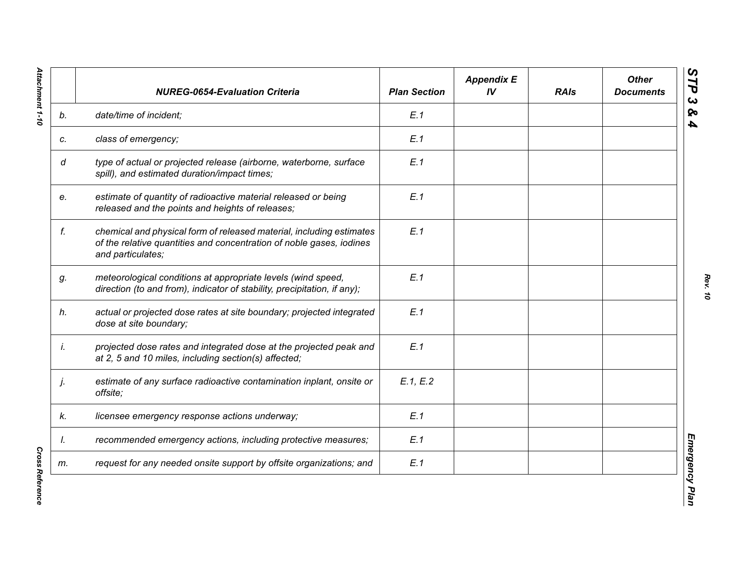| | NUREG-0654-Evaluation Criteria | Plan Section | Appendix E IV | RAIs | Other Documents |
|---|---|---|---|---|---|
| b. | date/time of incident; | E.1 | | | |
| c. | class of emergency; | E.1 | | | |
| d | type of actual or projected release (airborne, waterborne, surface spill), and estimated duration/impact times; | E.1 | | | |
| e. | estimate of quantity of radioactive material released or being released and the points and heights of releases; | E.1 | | | |
| f. | chemical and physical form of released material, including estimates of the relative quantities and concentration of noble gases, iodines and particulates; | E.1 | | | |
| g. | meteorological conditions at appropriate levels (wind speed, direction (to and from), indicator of stability, precipitation, if any); | E.1 | | | |
| h. | actual or projected dose rates at site boundary; projected integrated dose at site boundary; | E.1 | | | |
| i. | projected dose rates and integrated dose at the projected peak and at 2, 5 and 10 miles, including section(s) affected; | E.1 | | | |
| j. | estimate of any surface radioactive contamination inplant, onsite or offsite; | E.1, E.2 | | | |
| k. | licensee emergency response actions underway; | E.1 | | | |
| l. | recommended emergency actions, including protective measures; | E.1 | | | |
| m. | request for any needed onsite support by offsite organizations; and | E.1 | | | |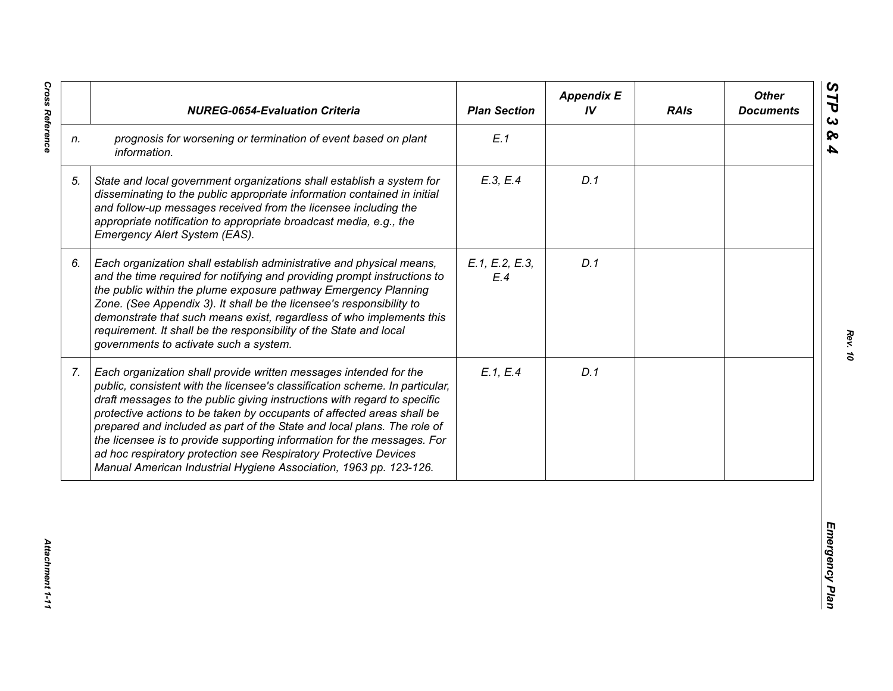|  | NUREG-0654-Evaluation Criteria | Plan Section | Appendix E IV | RAIs | Other Documents |
|---|---|---|---|---|---|
| n. | prognosis for worsening or termination of event based on plant information. | E.1 |  |  |  |
| 5. | State and local government organizations shall establish a system for disseminating to the public appropriate information contained in initial and follow-up messages received from the licensee including the appropriate notification to appropriate broadcast media, e.g., the Emergency Alert System (EAS). | E.3, E.4 | D.1 |  |  |
| 6. | Each organization shall establish administrative and physical means, and the time required for notifying and providing prompt instructions to the public within the plume exposure pathway Emergency Planning Zone. (See Appendix 3). It shall be the licensee's responsibility to demonstrate that such means exist, regardless of who implements this requirement. It shall be the responsibility of the State and local governments to activate such a system. | E.1, E.2, E.3, E.4 | D.1 |  |  |
| 7. | Each organization shall provide written messages intended for the public, consistent with the licensee's classification scheme. In particular, draft messages to the public giving instructions with regard to specific protective actions to be taken by occupants of affected areas shall be prepared and included as part of the State and local plans. The role of the licensee is to provide supporting information for the messages. For ad hoc respiratory protection see Respiratory Protective Devices Manual American Industrial Hygiene Association, 1963 pp. 123-126. | E.1, E.4 | D.1 |  |  |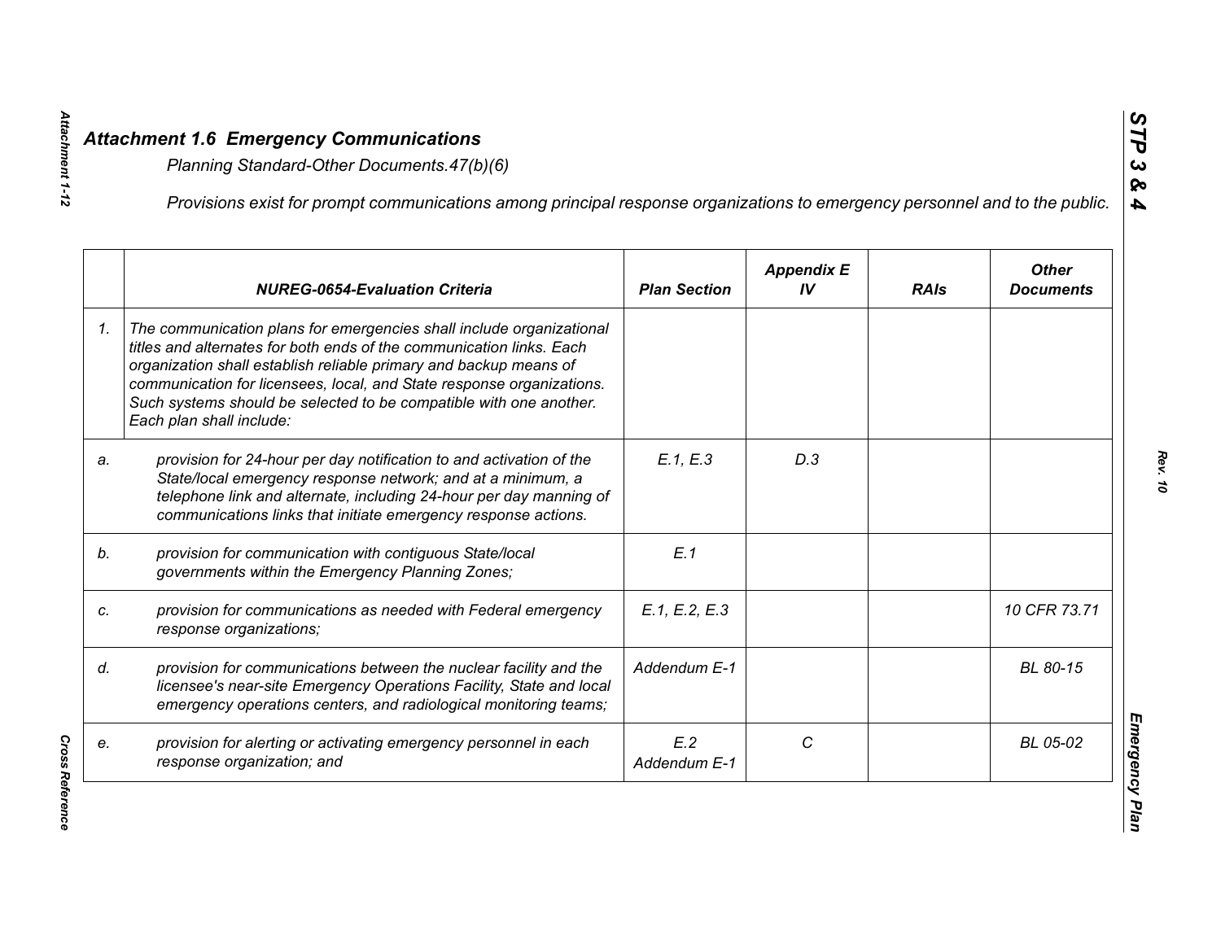## *Attachment 1.6 Emergency Communications*

*Planning Standard-Other Documents.47(b)(6)*

*Provisions exist for prompt communications among principal response organizations to emergency personnel and to the public.*

| | *NUREG-0654-Evaluation Criteria* | *Plan Section* | *Appendix E IV* | *RAIs* | *Other Documents* |
|---|---|---|---|---|---|
| *1.* | *The communication plans for emergencies shall include organizational titles and alternates for both ends of the communication links. Each organization shall establish reliable primary and backup means of communication for licensees, local, and State response organizations. Such systems should be selected to be compatible with one another. Each plan shall include:* | | | | |
| *a.* | *provision for 24-hour per day notification to and activation of the State/local emergency response network; and at a minimum, a telephone link and alternate, including 24-hour per day manning of communications links that initiate emergency response actions.* | *E.1, E.3* | *D.3* | | |
| *b.* | *provision for communication with contiguous State/local governments within the Emergency Planning Zones;* | *E.1* | | | |
| *c.* | *provision for communications as needed with Federal emergency response organizations;* | *E.1, E.2, E.3* | | | *10 CFR 73.71* |
| *d.* | *provision for communications between the nuclear facility and the licensee's near-site Emergency Operations Facility, State and local emergency operations centers, and radiological monitoring teams;* | *Addendum E-1* | | | *BL 80-15* |
| *e.* | *provision for alerting or activating emergency personnel in each response organization; and* | *E.2 Addendum E-1* | *C* | | *BL 05-02* |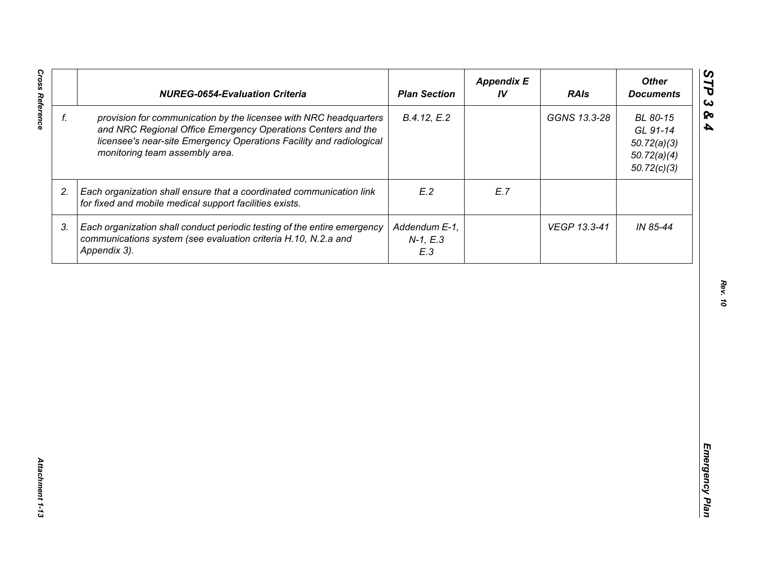| | NUREG-0654-Evaluation Criteria | Plan Section | Appendix E IV | RAIs | Other Documents |
|---|---|---|---|---|---|
| f. | provision for communication by the licensee with NRC headquarters and NRC Regional Office Emergency Operations Centers and the licensee's near-site Emergency Operations Facility and radiological monitoring team assembly area. | B.4.12, E.2 | | GGNS 13.3-28 | BL 80-15<br>GL 91-14<br>50.72(a)(3)<br>50.72(a)(4)<br>50.72(c)(3) |
| 2. | Each organization shall ensure that a coordinated communication link for fixed and mobile medical support facilities exists. | E.2 | E.7 | | |
| 3. | Each organization shall conduct periodic testing of the entire emergency communications system (see evaluation criteria H.10, N.2.a and Appendix 3). | Addendum E-1, N-1, E.3<br>E.3 | | VEGP 13.3-41 | IN 85-44 |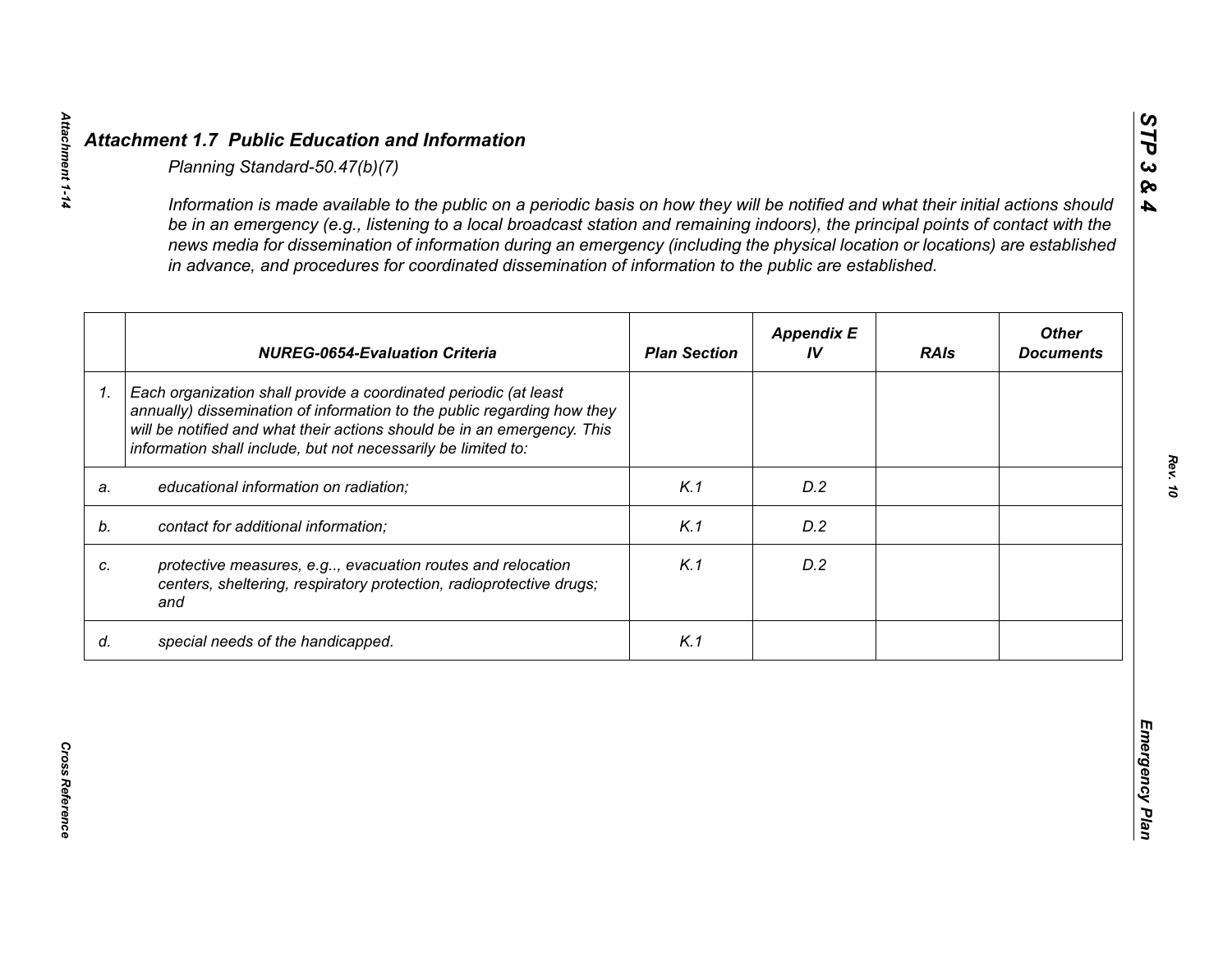## *Attachment 1.7 Public Education and Information*

*Planning Standard-50.47(b)(7)*

*Information is made available to the public on a periodic basis on how they will be notified and what their initial actions should be in an emergency (e.g., listening to a local broadcast station and remaining indoors), the principal points of contact with the news media for dissemination of information during an emergency (including the physical location or locations) are established in advance, and procedures for coordinated dissemination of information to the public are established.*

| | ***NUREG-0654-Evaluation Criteria*** | ***Plan Section*** | ***Appendix E IV*** | ***RAIs*** | ***Other Documents*** |
|---|---|---|---|---|---|
| *1.* | *Each organization shall provide a coordinated periodic (at least annually) dissemination of information to the public regarding how they will be notified and what their actions should be in an emergency. This information shall include, but not necessarily be limited to:* | | | | |
| *a.* | *educational information on radiation;* | *K.1* | *D.2* | | |
| *b.* | *contact for additional information;* | *K.1* | *D.2* | | |
| *c.* | *protective measures, e.g.., evacuation routes and relocation centers, sheltering, respiratory protection, radioprotective drugs; and* | *K.1* | *D.2* | | |
| *d.* | *special needs of the handicapped.* | *K.1* | | | |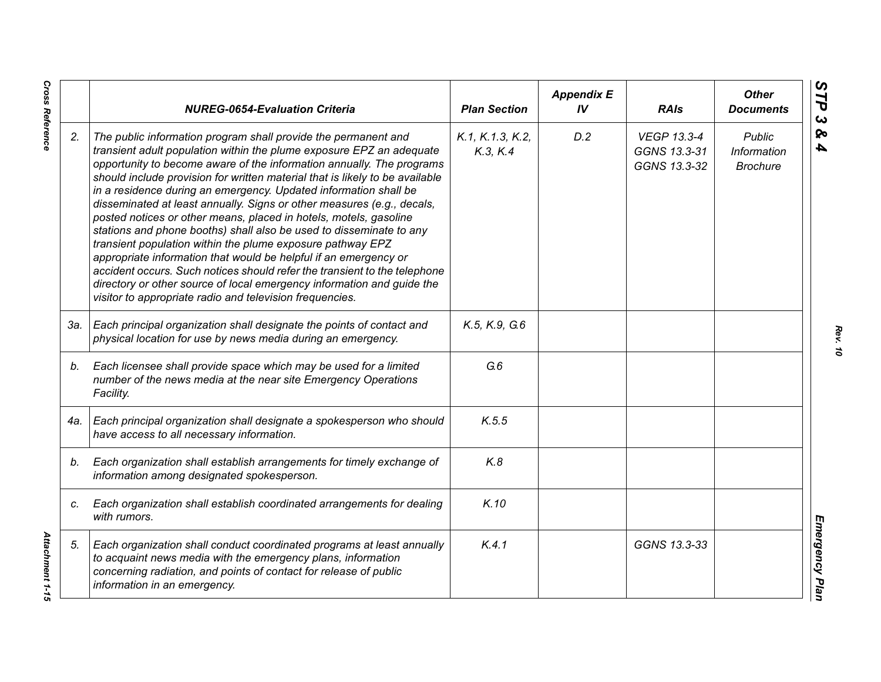| | NUREG-0654-Evaluation Criteria | Plan Section | Appendix E IV | RAIs | Other Documents |
|---|---|---|---|---|---|
| 2. | *The public information program shall provide the permanent and transient adult population within the plume exposure EPZ an adequate opportunity to become aware of the information annually. The programs should include provision for written material that is likely to be available in a residence during an emergency. Updated information shall be disseminated at least annually. Signs or other measures (e.g., decals, posted notices or other means, placed in hotels, motels, gasoline stations and phone booths) shall also be used to disseminate to any transient population within the plume exposure pathway EPZ appropriate information that would be helpful if an emergency or accident occurs. Such notices should refer the transient to the telephone directory or other source of local emergency information and guide the visitor to appropriate radio and television frequencies.* | K.1, K.1.3, K.2, K.3, K.4 | D.2 | VEGP 13.3-4 GGNS 13.3-31 GGNS 13.3-32 | Public Information Brochure |
| 3a. | *Each principal organization shall designate the points of contact and physical location for use by news media during an emergency.* | K.5, K.9, G.6 | | | |
| b. | *Each licensee shall provide space which may be used for a limited number of the news media at the near site Emergency Operations Facility.* | G.6 | | | |
| 4a. | *Each principal organization shall designate a spokesperson who should have access to all necessary information.* | K.5.5 | | | |
| b. | *Each organization shall establish arrangements for timely exchange of information among designated spokesperson.* | K.8 | | | |
| c. | *Each organization shall establish coordinated arrangements for dealing with rumors.* | K.10 | | | |
| 5. | *Each organization shall conduct coordinated programs at least annually to acquaint news media with the emergency plans, information concerning radiation, and points of contact for release of public information in an emergency.* | K.4.1 | | GGNS 13.3-33 | |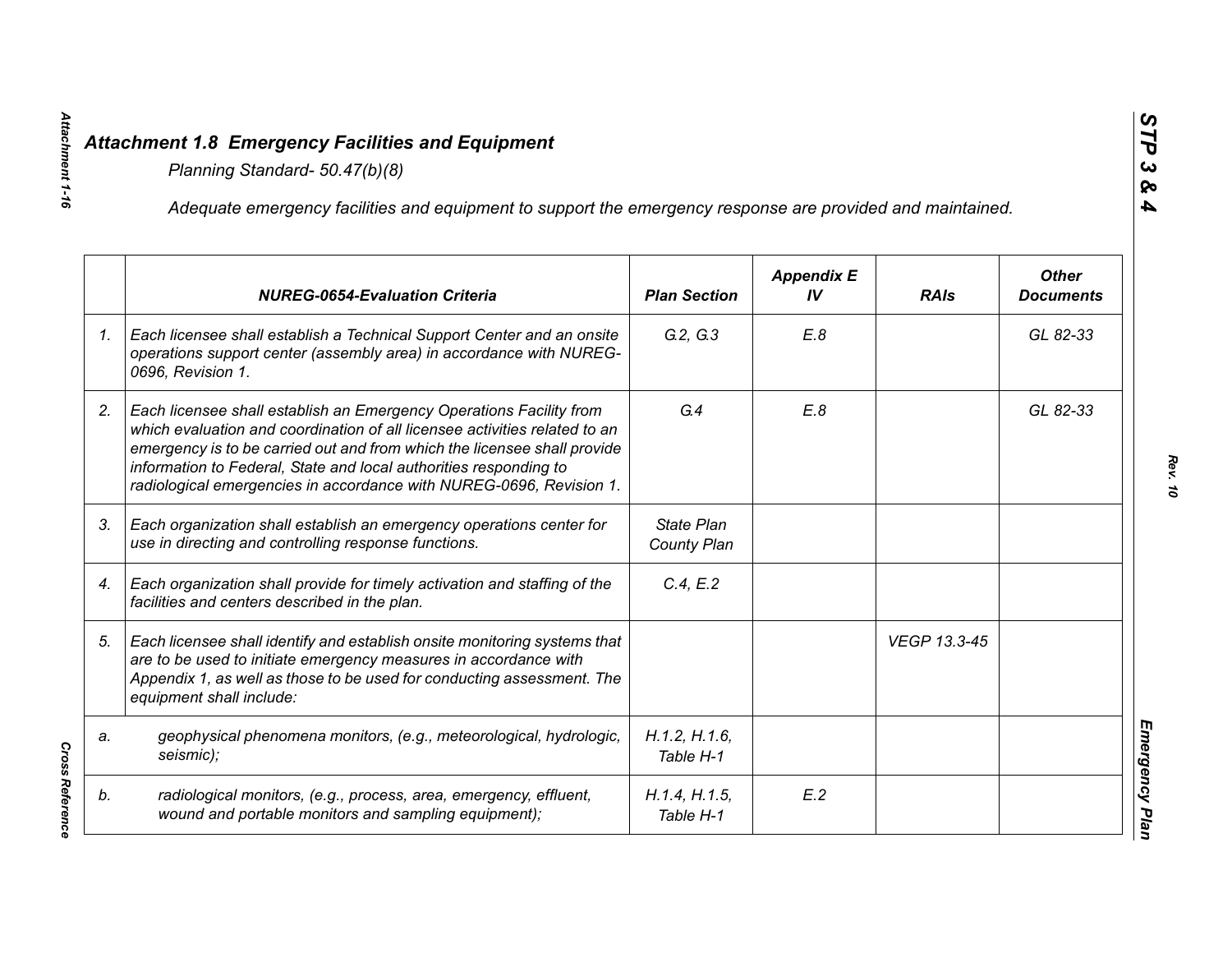## *Attachment 1.8 Emergency Facilities and Equipment*

*Planning Standard- 50.47(b)(8)*

*Adequate emergency facilities and equipment to support the emergency response are provided and maintained.*

| | NUREG-0654-Evaluation Criteria | Plan Section | Appendix E IV | RAIs | Other Documents |
|---|---|---|---|---|---|
| 1. | *Each licensee shall establish a Technical Support Center and an onsite operations support center (assembly area) in accordance with NUREG-0696, Revision 1.* | G.2, G.3 | E.8 | | GL 82-33 |
| 2. | *Each licensee shall establish an Emergency Operations Facility from which evaluation and coordination of all licensee activities related to an emergency is to be carried out and from which the licensee shall provide information to Federal, State and local authorities responding to radiological emergencies in accordance with NUREG-0696, Revision 1.* | G.4 | E.8 | | GL 82-33 |
| 3. | *Each organization shall establish an emergency operations center for use in directing and controlling response functions.* | State Plan County Plan | | | |
| 4. | *Each organization shall provide for timely activation and staffing of the facilities and centers described in the plan.* | C.4, E.2 | | | |
| 5. | *Each licensee shall identify and establish onsite monitoring systems that are to be used to initiate emergency measures in accordance with Appendix 1, as well as those to be used for conducting assessment. The equipment shall include:* | | | VEGP 13.3-45 | |
| a. | *geophysical phenomena monitors, (e.g., meteorological, hydrologic, seismic);* | H.1.2, H.1.6, Table H-1 | | | |
| b. | *radiological monitors, (e.g., process, area, emergency, effluent, wound and portable monitors and sampling equipment);* | H.1.4, H.1.5, Table H-1 | E.2 | | |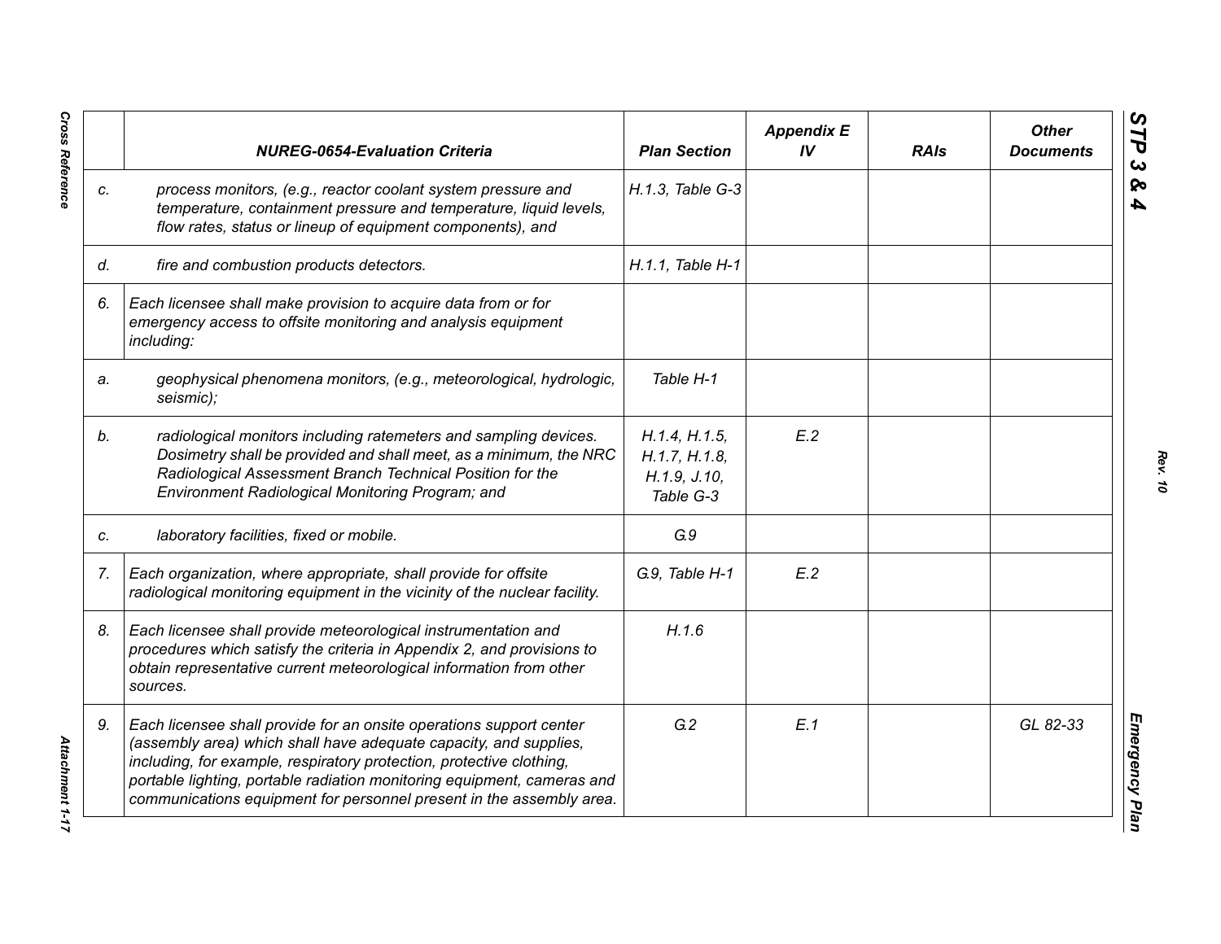| | NUREG-0654-Evaluation Criteria | Plan Section | Appendix E IV | RAIs | Other Documents |
|---|---|---|---|---|---|
| c. | *process monitors, (e.g., reactor coolant system pressure and temperature, containment pressure and temperature, liquid levels, flow rates, status or lineup of equipment components), and* | H.1.3, Table G-3 | | | |
| d. | *fire and combustion products detectors.* | H.1.1, Table H-1 | | | |
| 6. | *Each licensee shall make provision to acquire data from or for emergency access to offsite monitoring and analysis equipment including:* | | | | |
| a. | *geophysical phenomena monitors, (e.g., meteorological, hydrologic, seismic);* | Table H-1 | | | |
| b. | *radiological monitors including ratemeters and sampling devices. Dosimetry shall be provided and shall meet, as a minimum, the NRC Radiological Assessment Branch Technical Position for the Environment Radiological Monitoring Program; and* | H.1.4, H.1.5, H.1.7, H.1.8, H.1.9, J.10, Table G-3 | E.2 | | |
| c. | *laboratory facilities, fixed or mobile.* | G.9 | | | |
| 7. | *Each organization, where appropriate, shall provide for offsite radiological monitoring equipment in the vicinity of the nuclear facility.* | G.9, Table H-1 | E.2 | | |
| 8. | *Each licensee shall provide meteorological instrumentation and procedures which satisfy the criteria in Appendix 2, and provisions to obtain representative current meteorological information from other sources.* | H.1.6 | | | |
| 9. | *Each licensee shall provide for an onsite operations support center (assembly area) which shall have adequate capacity, and supplies, including, for example, respiratory protection, protective clothing, portable lighting, portable radiation monitoring equipment, cameras and communications equipment for personnel present in the assembly area.* | G.2 | E.1 | | GL 82-33 |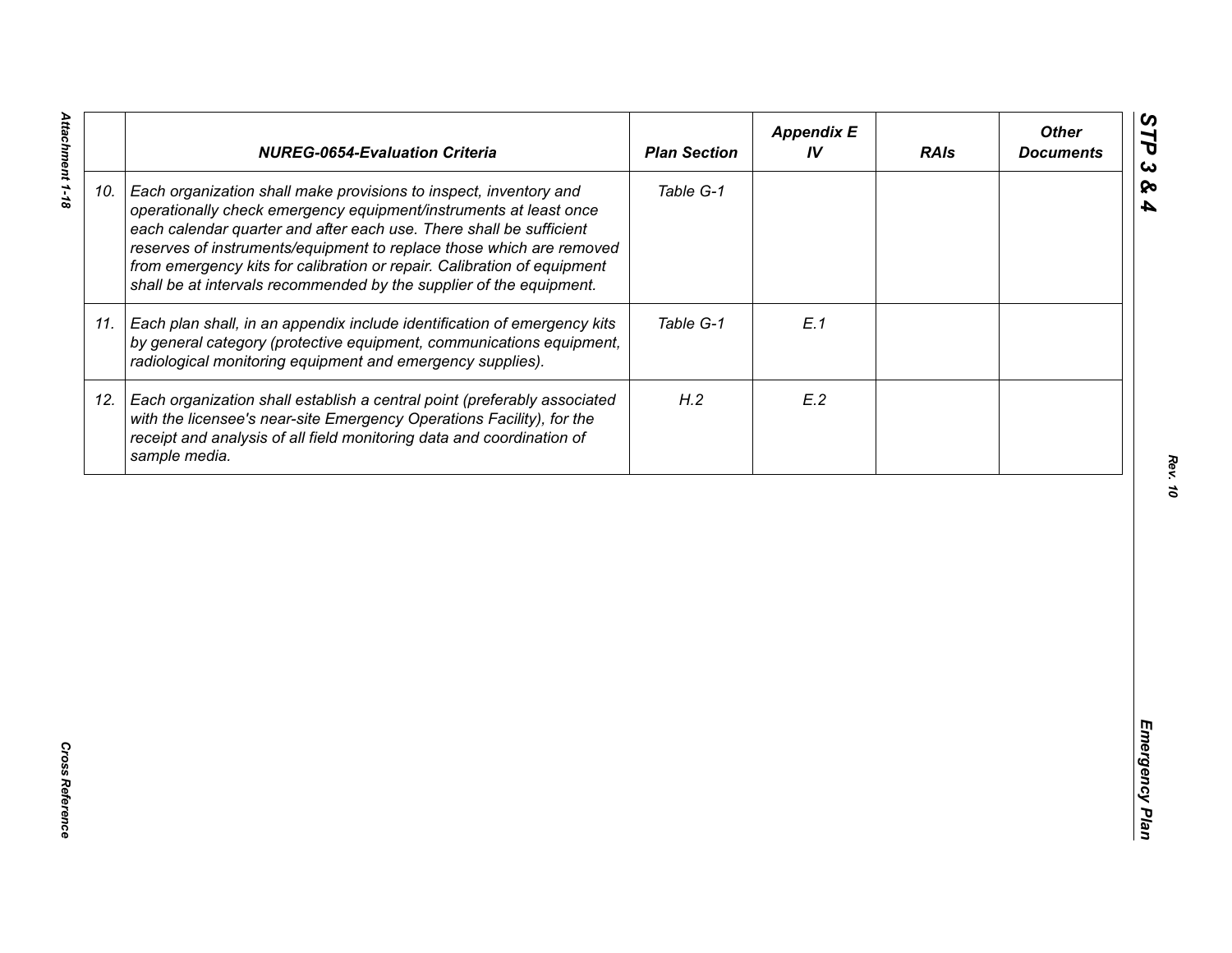| | NUREG-0654-Evaluation Criteria | Plan Section | Appendix E IV | RAIs | Other Documents |
|---|---|---|---|---|---|
| 10. | *Each organization shall make provisions to inspect, inventory and operationally check emergency equipment/instruments at least once each calendar quarter and after each use. There shall be sufficient reserves of instruments/equipment to replace those which are removed from emergency kits for calibration or repair. Calibration of equipment shall be at intervals recommended by the supplier of the equipment.* | Table G-1 | | | |
| 11. | *Each plan shall, in an appendix include identification of emergency kits by general category (protective equipment, communications equipment, radiological monitoring equipment and emergency supplies).* | Table G-1 | E.1 | | |
| 12. | *Each organization shall establish a central point (preferably associated with the licensee's near-site Emergency Operations Facility), for the receipt and analysis of all field monitoring data and coordination of sample media.* | H.2 | E.2 | | |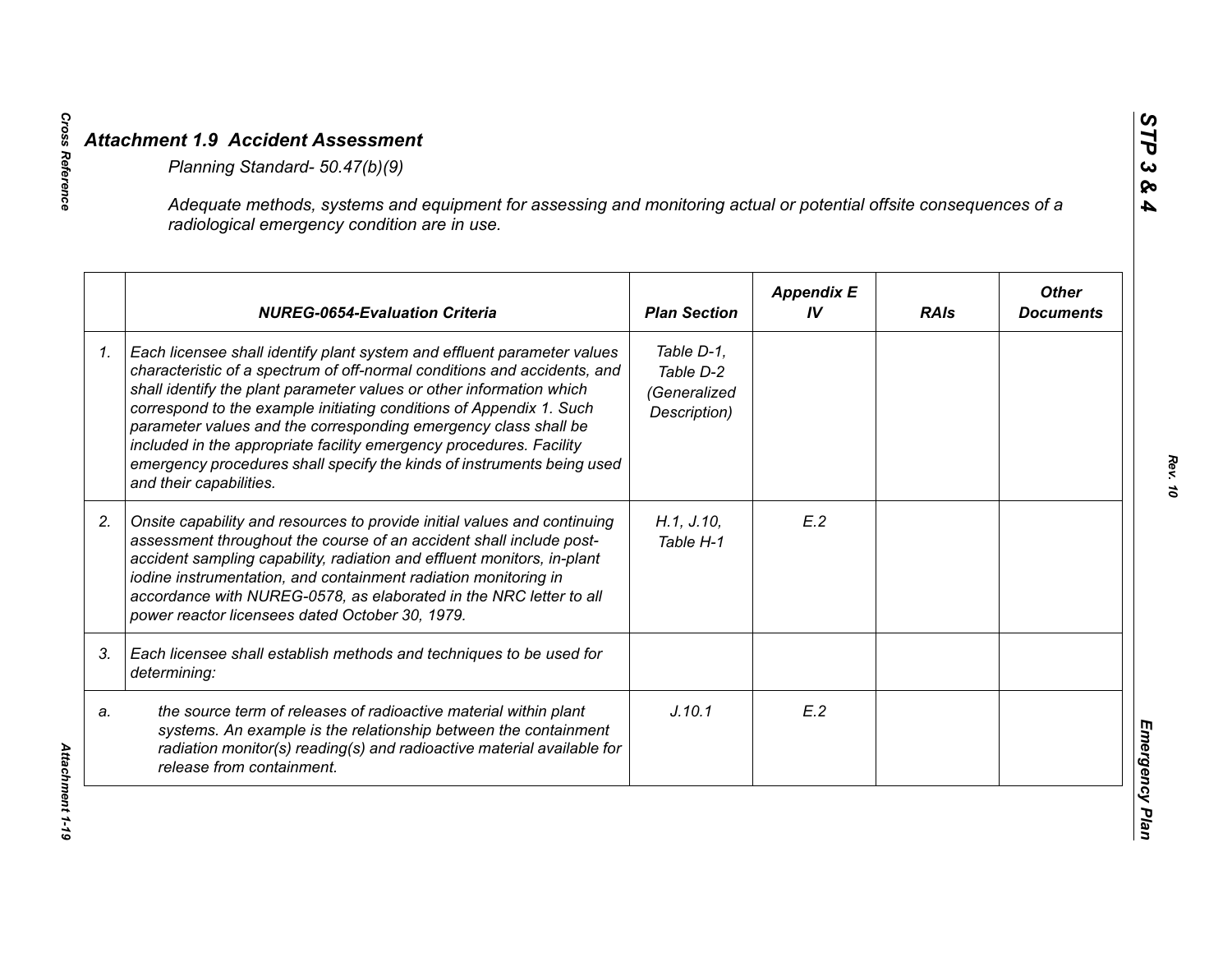## *Attachment 1.9 Accident Assessment*

*Planning Standard- 50.47(b)(9)*

*Adequate methods, systems and equipment for assessing and monitoring actual or potential offsite consequences of a radiological emergency condition are in use.*

| | NUREG-0654-Evaluation Criteria | Plan Section | Appendix E IV | RAIs | Other Documents |
|---|---|---|---|---|---|
| *1.* | *Each licensee shall identify plant system and effluent parameter values characteristic of a spectrum of off-normal conditions and accidents, and shall identify the plant parameter values or other information which correspond to the example initiating conditions of Appendix 1. Such parameter values and the corresponding emergency class shall be included in the appropriate facility emergency procedures. Facility emergency procedures shall specify the kinds of instruments being used and their capabilities.* | *Table D-1, Table D-2 (Generalized Description)* | | | |
| *2.* | *Onsite capability and resources to provide initial values and continuing assessment throughout the course of an accident shall include post-accident sampling capability, radiation and effluent monitors, in-plant iodine instrumentation, and containment radiation monitoring in accordance with NUREG-0578, as elaborated in the NRC letter to all power reactor licensees dated October 30, 1979.* | *H.1, J.10, Table H-1* | *E.2* | | |
| *3.* | *Each licensee shall establish methods and techniques to be used for determining:* | | | | |
| *a.* | *the source term of releases of radioactive material within plant systems. An example is the relationship between the containment radiation monitor(s) reading(s) and radioactive material available for release from containment.* | *J.10.1* | *E.2* | | |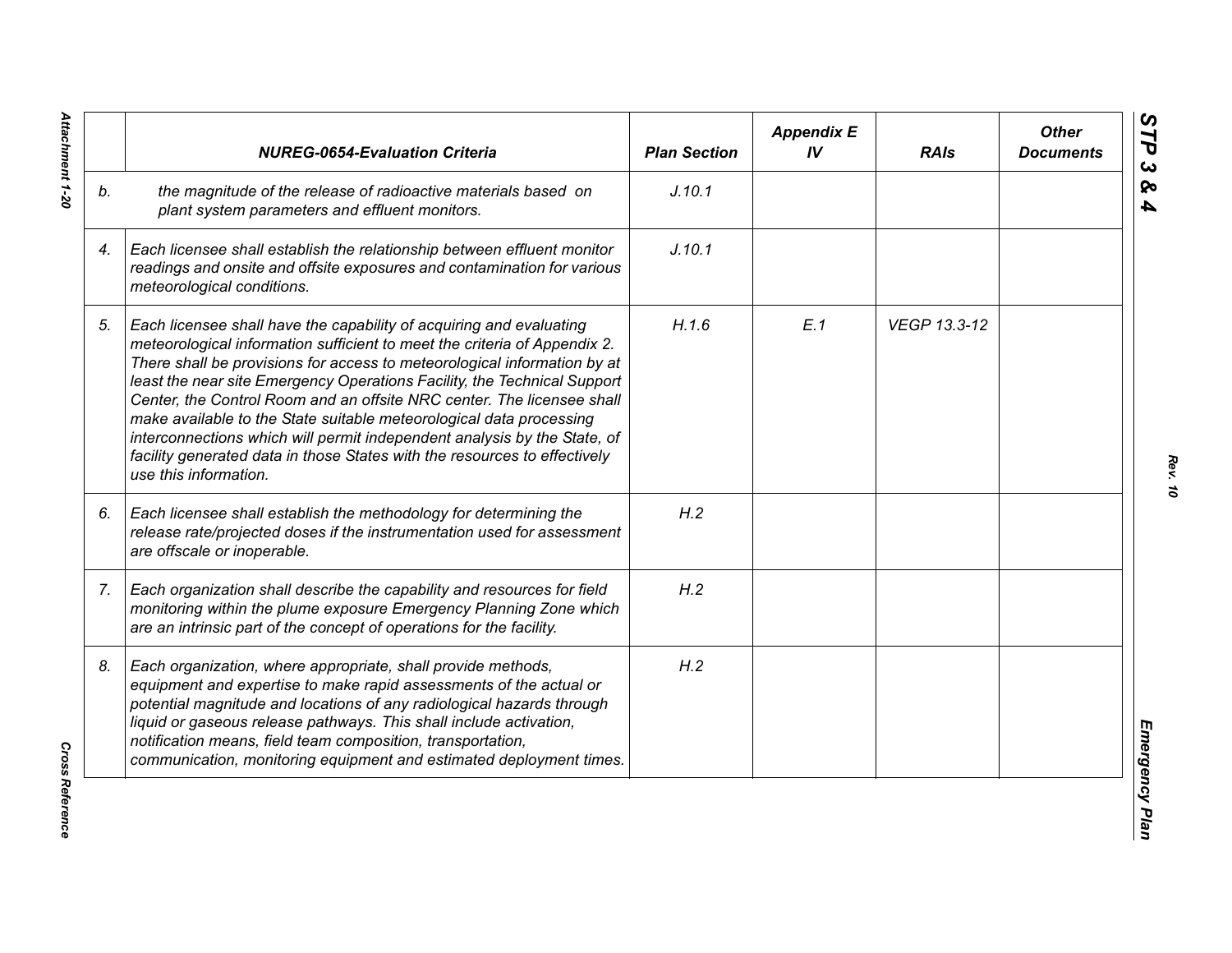| | *NUREG-0654-Evaluation Criteria* | *Plan Section* | *Appendix E IV* | *RAIs* | *Other Documents* |
|---|---|---|---|---|---|
| *b.* | *the magnitude of the release of radioactive materials based on plant system parameters and effluent monitors.* | *J.10.1* | | | |
| *4.* | *Each licensee shall establish the relationship between effluent monitor readings and onsite and offsite exposures and contamination for various meteorological conditions.* | *J.10.1* | | | |
| *5.* | *Each licensee shall have the capability of acquiring and evaluating meteorological information sufficient to meet the criteria of Appendix 2. There shall be provisions for access to meteorological information by at least the near site Emergency Operations Facility, the Technical Support Center, the Control Room and an offsite NRC center. The licensee shall make available to the State suitable meteorological data processing interconnections which will permit independent analysis by the State, of facility generated data in those States with the resources to effectively use this information.* | *H.1.6* | *E.1* | *VEGP 13.3-12* | |
| *6.* | *Each licensee shall establish the methodology for determining the release rate/projected doses if the instrumentation used for assessment are offscale or inoperable.* | *H.2* | | | |
| *7.* | *Each organization shall describe the capability and resources for field monitoring within the plume exposure Emergency Planning Zone which are an intrinsic part of the concept of operations for the facility.* | *H.2* | | | |
| *8.* | *Each organization, where appropriate, shall provide methods, equipment and expertise to make rapid assessments of the actual or potential magnitude and locations of any radiological hazards through liquid or gaseous release pathways. This shall include activation, notification means, field team composition, transportation, communication, monitoring equipment and estimated deployment times.* | *H.2* | | | |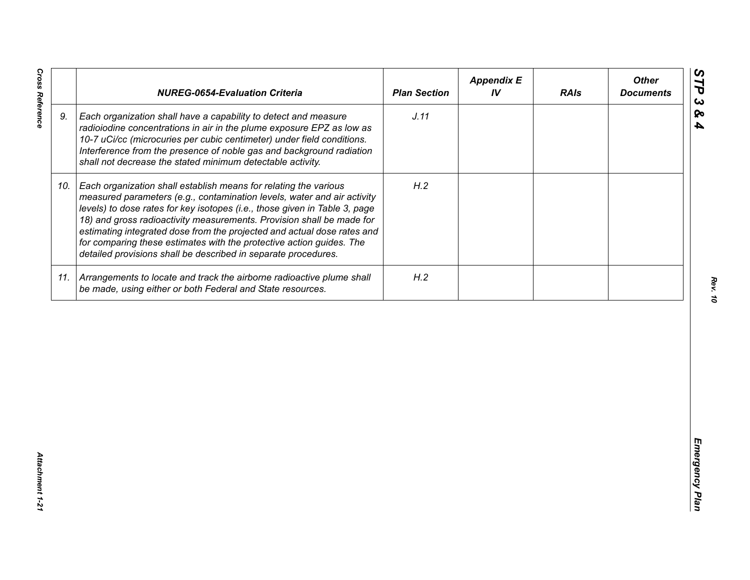| | NUREG-0654-Evaluation Criteria | Plan Section | Appendix E IV | RAIs | Other Documents |
|---|---|---|---|---|---|
| 9. | *Each organization shall have a capability to detect and measure radioiodine concentrations in air in the plume exposure EPZ as low as 10-7 uCi/cc (microcuries per cubic centimeter) under field conditions. Interference from the presence of noble gas and background radiation shall not decrease the stated minimum detectable activity.* | *J.11* | | | |
| 10. | *Each organization shall establish means for relating the various measured parameters (e.g., contamination levels, water and air activity levels) to dose rates for key isotopes (i.e., those given in Table 3, page 18) and gross radioactivity measurements. Provision shall be made for estimating integrated dose from the projected and actual dose rates and for comparing these estimates with the protective action guides. The detailed provisions shall be described in separate procedures.* | *H.2* | | | |
| 11. | *Arrangements to locate and track the airborne radioactive plume shall be made, using either or both Federal and State resources.* | *H.2* | | | |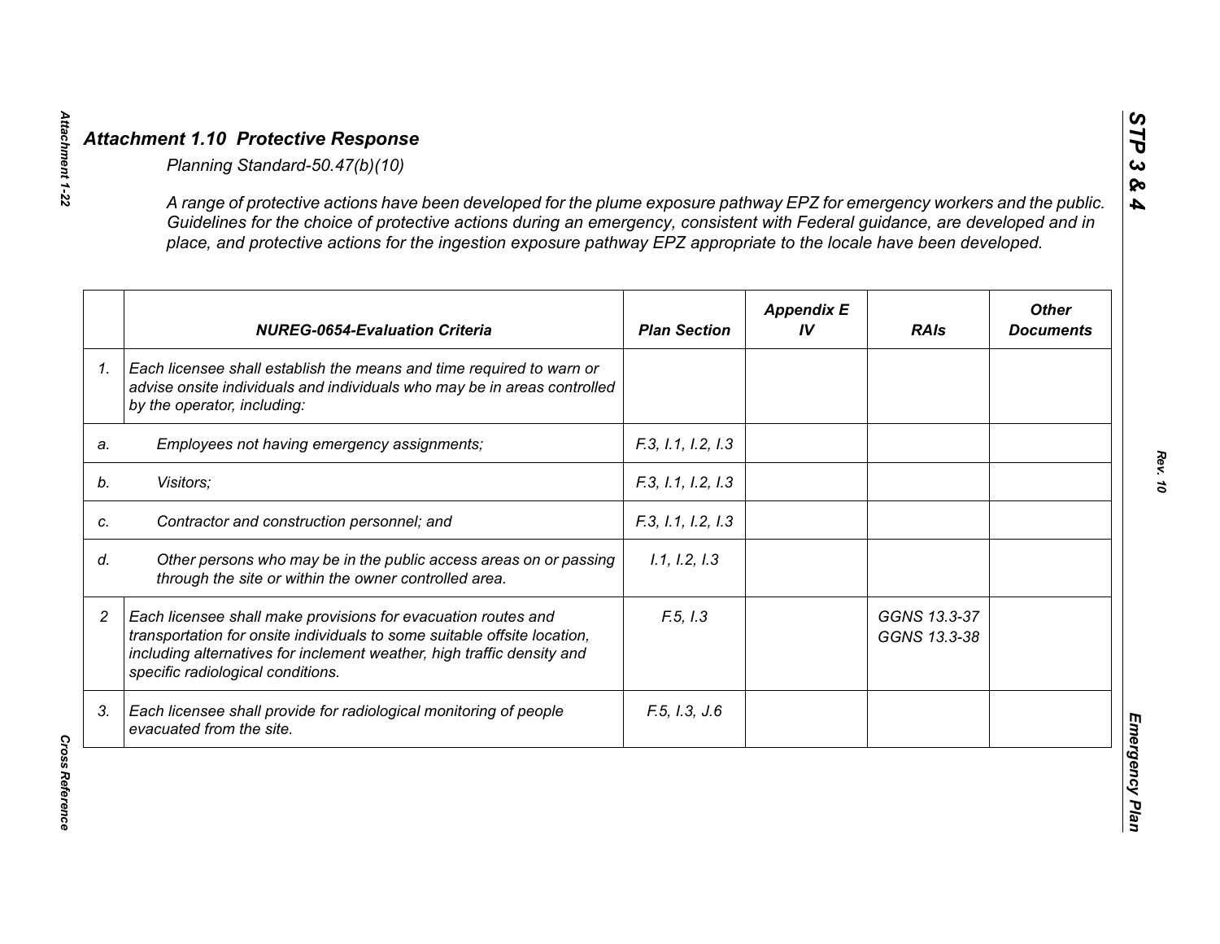## *Attachment 1.10 Protective Response*

*Planning Standard-50.47(b)(10)*

*A range of protective actions have been developed for the plume exposure pathway EPZ for emergency workers and the public. Guidelines for the choice of protective actions during an emergency, consistent with Federal guidance, are developed and in place, and protective actions for the ingestion exposure pathway EPZ appropriate to the locale have been developed.*

| | *NUREG-0654-Evaluation Criteria* | *Plan Section* | *Appendix E IV* | *RAIs* | *Other Documents* |
|---|---|---|---|---|---|
| *1.* | *Each licensee shall establish the means and time required to warn or advise onsite individuals and individuals who may be in areas controlled by the operator, including:* | | | | |
| *a.* | *Employees not having emergency assignments;* | *F.3, I.1, I.2, I.3* | | | |
| *b.* | *Visitors;* | *F.3, I.1, I.2, I.3* | | | |
| *c.* | *Contractor and construction personnel; and* | *F.3, I.1, I.2, I.3* | | | |
| *d.* | *Other persons who may be in the public access areas on or passing through the site or within the owner controlled area.* | *I.1, I.2, I.3* | | | |
| *2* | *Each licensee shall make provisions for evacuation routes and transportation for onsite individuals to some suitable offsite location, including alternatives for inclement weather, high traffic density and specific radiological conditions.* | *F.5, I.3* | | *GGNS 13.3-37 GGNS 13.3-38* | |
| *3.* | *Each licensee shall provide for radiological monitoring of people evacuated from the site.* | *F.5, I.3, J.6* | | | |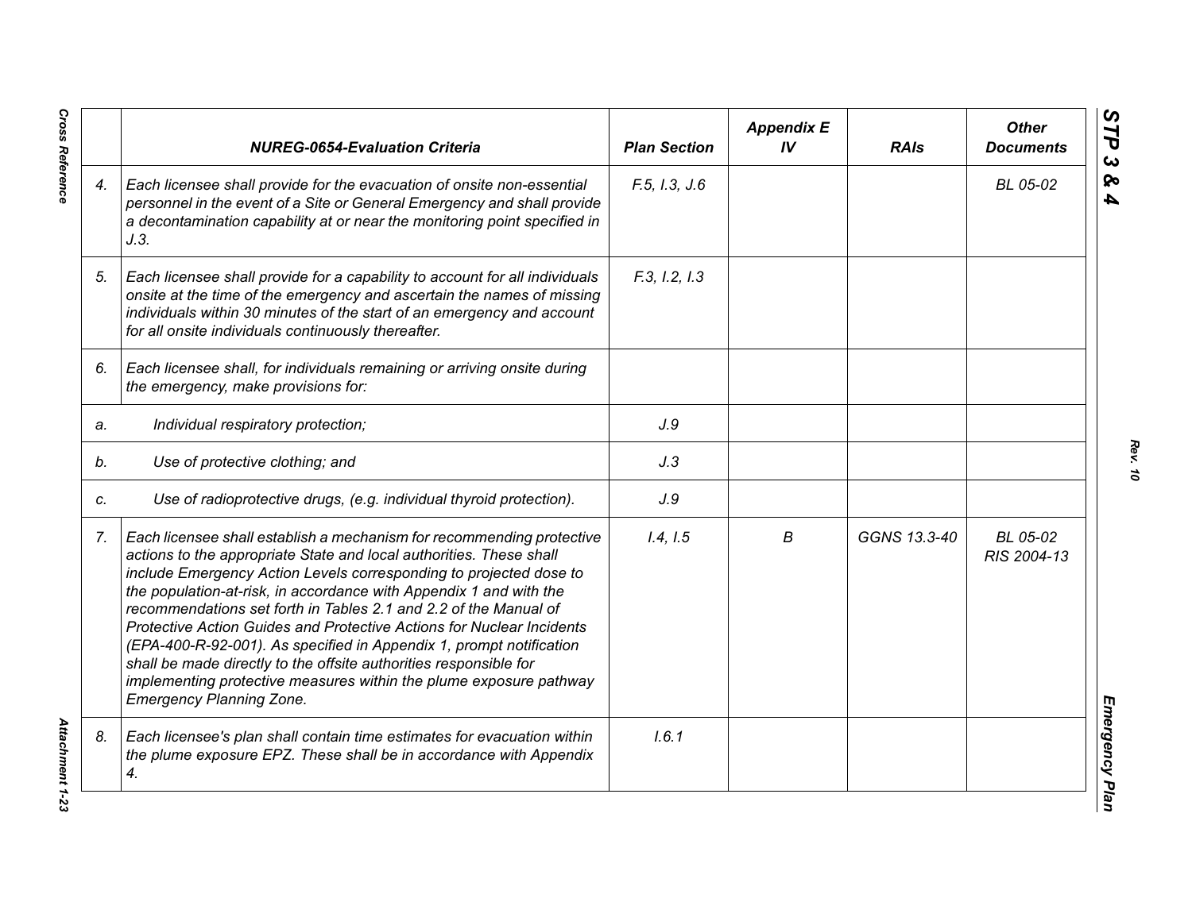| | NUREG-0654-Evaluation Criteria | Plan Section | Appendix E IV | RAIs | Other Documents |
|---|---|---|---|---|---|
| 4. | *Each licensee shall provide for the evacuation of onsite non-essential personnel in the event of a Site or General Emergency and shall provide a decontamination capability at or near the monitoring point specified in J.3.* | F.5, I.3, J.6 | | | BL 05-02 |
| 5. | *Each licensee shall provide for a capability to account for all individuals onsite at the time of the emergency and ascertain the names of missing individuals within 30 minutes of the start of an emergency and account for all onsite individuals continuously thereafter.* | F.3, I.2, I.3 | | | |
| 6. | *Each licensee shall, for individuals remaining or arriving onsite during the emergency, make provisions for:* | | | | |
| a. | *Individual respiratory protection;* | J.9 | | | |
| b. | *Use of protective clothing; and* | J.3 | | | |
| c. | *Use of radioprotective drugs, (e.g. individual thyroid protection).* | J.9 | | | |
| 7. | *Each licensee shall establish a mechanism for recommending protective actions to the appropriate State and local authorities. These shall include Emergency Action Levels corresponding to projected dose to the population-at-risk, in accordance with Appendix 1 and with the recommendations set forth in Tables 2.1 and 2.2 of the Manual of Protective Action Guides and Protective Actions for Nuclear Incidents (EPA-400-R-92-001). As specified in Appendix 1, prompt notification shall be made directly to the offsite authorities responsible for implementing protective measures within the plume exposure pathway Emergency Planning Zone.* | I.4, I.5 | B | GGNS 13.3-40 | BL 05-02<br>RIS 2004-13 |
| 8. | *Each licensee's plan shall contain time estimates for evacuation within the plume exposure EPZ. These shall be in accordance with Appendix 4.* | I.6.1 | | | |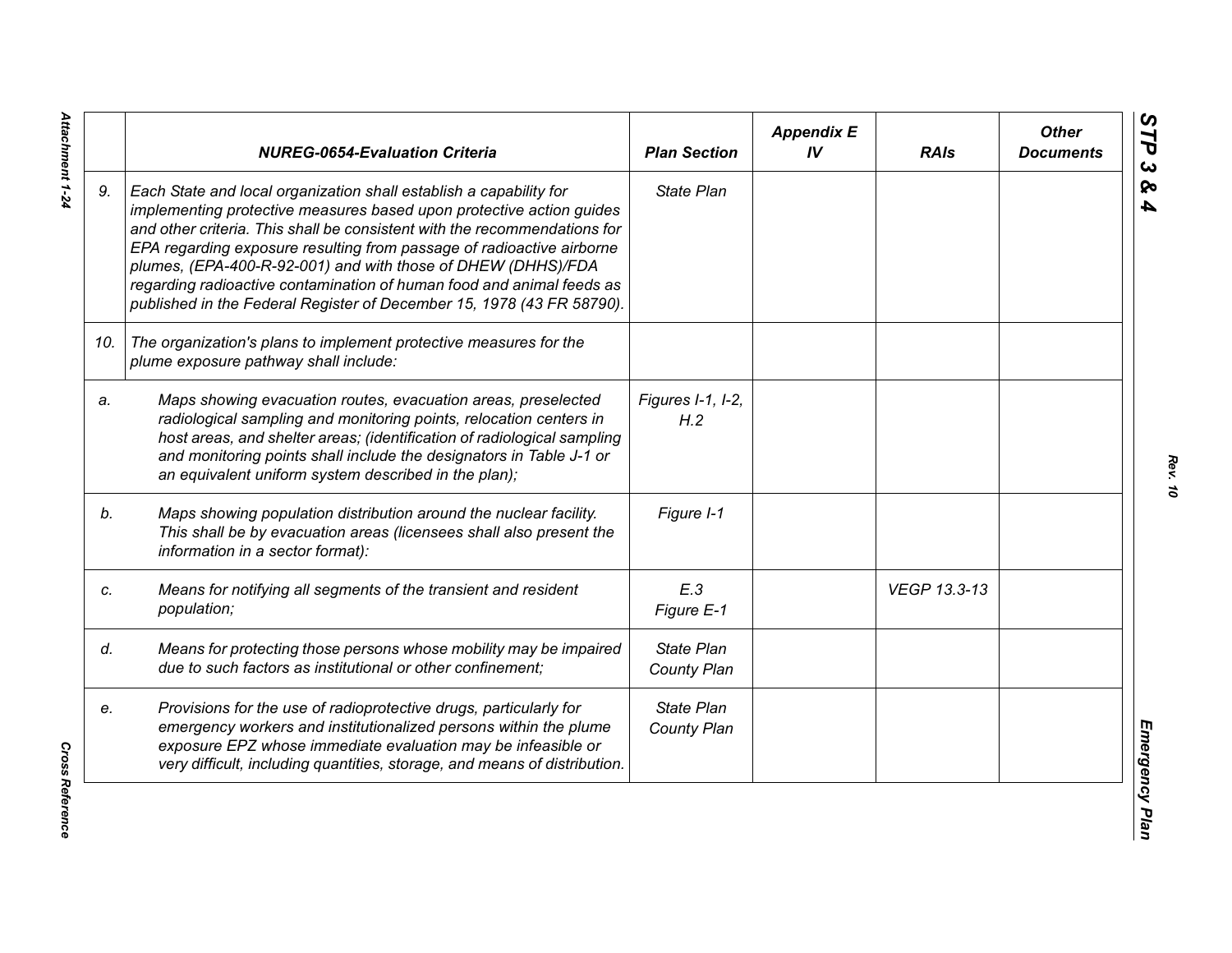| | NUREG-0654-Evaluation Criteria | Plan Section | Appendix E IV | RAIs | Other Documents |
|---|---|---|---|---|---|
| 9. | *Each State and local organization shall establish a capability for implementing protective measures based upon protective action guides and other criteria. This shall be consistent with the recommendations for EPA regarding exposure resulting from passage of radioactive airborne plumes, (EPA-400-R-92-001) and with those of DHEW (DHHS)/FDA regarding radioactive contamination of human food and animal feeds as published in the Federal Register of December 15, 1978 (43 FR 58790).* | *State Plan* | | | |
| 10. | *The organization's plans to implement protective measures for the plume exposure pathway shall include:* | | | | |
| a. | *Maps showing evacuation routes, evacuation areas, preselected radiological sampling and monitoring points, relocation centers in host areas, and shelter areas; (identification of radiological sampling and monitoring points shall include the designators in Table J-1 or an equivalent uniform system described in the plan);* | *Figures I-1, I-2, H.2* | | | |
| b. | *Maps showing population distribution around the nuclear facility. This shall be by evacuation areas (licensees shall also present the information in a sector format):* | *Figure I-1* | | | |
| c. | *Means for notifying all segments of the transient and resident population;* | *E.3*<br>*Figure E-1* | | *VEGP 13.3-13* | |
| d. | *Means for protecting those persons whose mobility may be impaired due to such factors as institutional or other confinement;* | *State Plan*<br>*County Plan* | | | |
| e. | *Provisions for the use of radioprotective drugs, particularly for emergency workers and institutionalized persons within the plume exposure EPZ whose immediate evaluation may be infeasible or very difficult, including quantities, storage, and means of distribution.* | *State Plan*<br>*County Plan* | | | |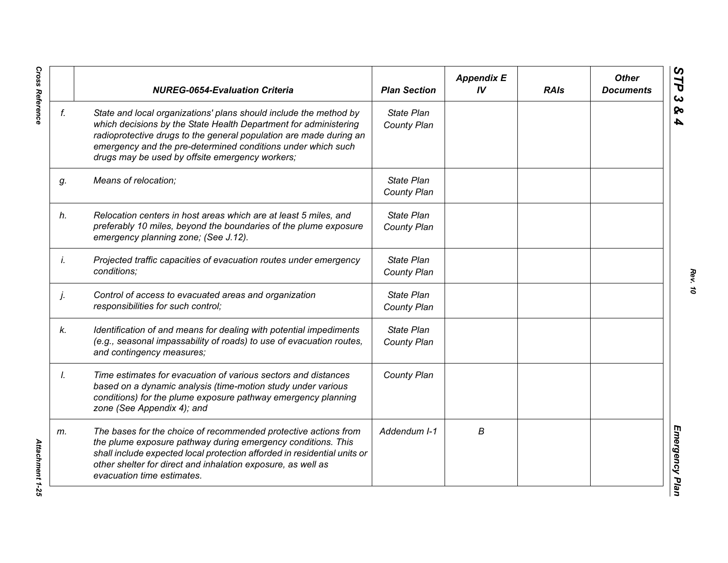| | NUREG-0654-Evaluation Criteria | Plan Section | Appendix E IV | RAIs | Other Documents |
|---|---|---|---|---|---|
| f. | *State and local organizations' plans should include the method by which decisions by the State Health Department for administering radioprotective drugs to the general population are made during an emergency and the pre-determined conditions under which such drugs may be used by offsite emergency workers;* | *State Plan County Plan* | | | |
| g. | *Means of relocation;* | *State Plan County Plan* | | | |
| h. | *Relocation centers in host areas which are at least 5 miles, and preferably 10 miles, beyond the boundaries of the plume exposure emergency planning zone; (See J.12).* | *State Plan County Plan* | | | |
| i. | *Projected traffic capacities of evacuation routes under emergency conditions;* | *State Plan County Plan* | | | |
| j. | *Control of access to evacuated areas and organization responsibilities for such control;* | *State Plan County Plan* | | | |
| k. | *Identification of and means for dealing with potential impediments (e.g., seasonal impassability of roads) to use of evacuation routes, and contingency measures;* | *State Plan County Plan* | | | |
| l. | *Time estimates for evacuation of various sectors and distances based on a dynamic analysis (time-motion study under various conditions) for the plume exposure pathway emergency planning zone (See Appendix 4); and* | *County Plan* | | | |
| m. | *The bases for the choice of recommended protective actions from the plume exposure pathway during emergency conditions. This shall include expected local protection afforded in residential units or other shelter for direct and inhalation exposure, as well as evacuation time estimates.* | *Addendum I-1* | *B* | | |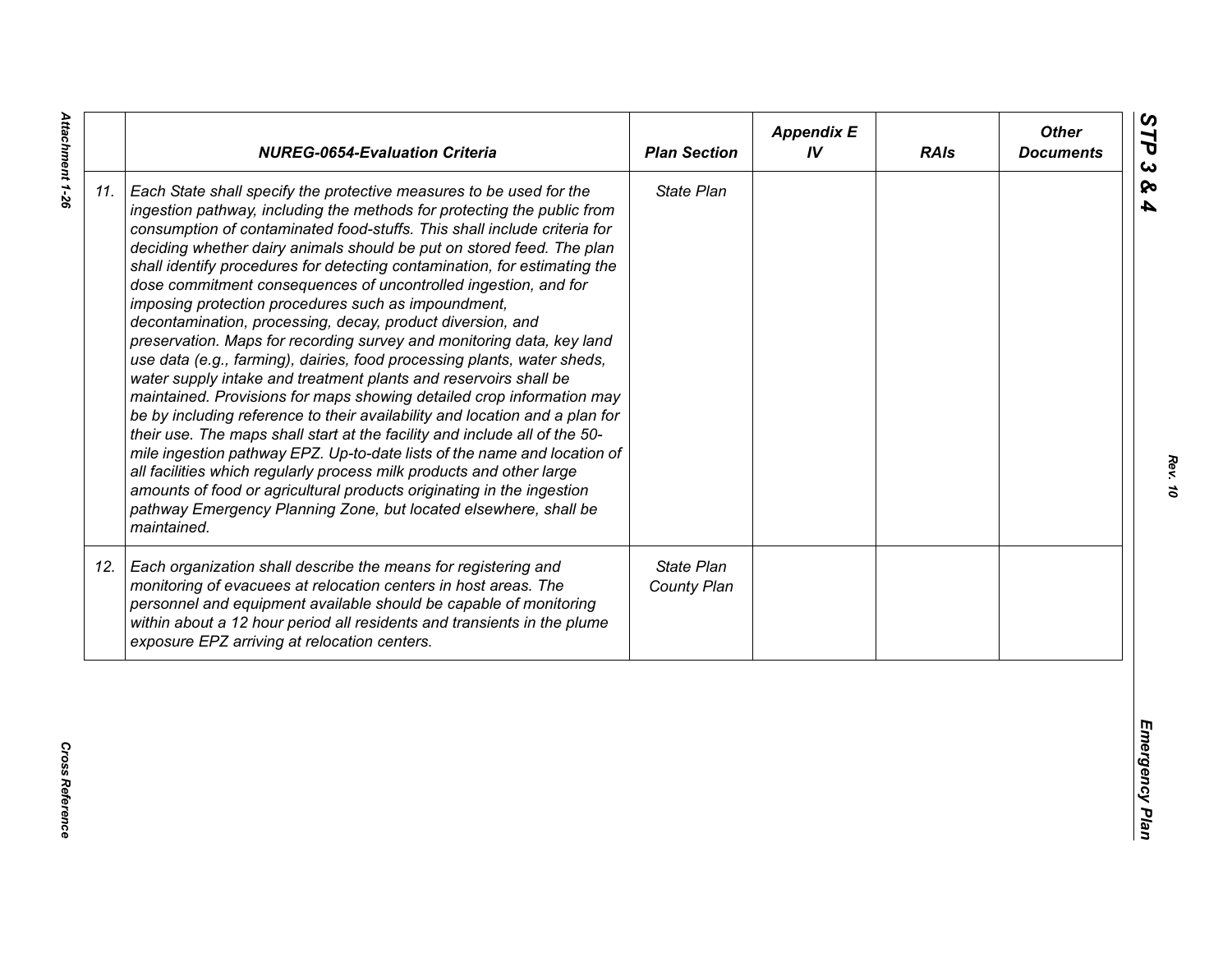| | NUREG-0654-Evaluation Criteria | Plan Section | Appendix E IV | RAIs | Other Documents |
|---|---|---|---|---|---|
| 11. | *Each State shall specify the protective measures to be used for the ingestion pathway, including the methods for protecting the public from consumption of contaminated food-stuffs. This shall include criteria for deciding whether dairy animals should be put on stored feed. The plan shall identify procedures for detecting contamination, for estimating the dose commitment consequences of uncontrolled ingestion, and for imposing protection procedures such as impoundment, decontamination, processing, decay, product diversion, and preservation. Maps for recording survey and monitoring data, key land use data (e.g., farming), dairies, food processing plants, water sheds, water supply intake and treatment plants and reservoirs shall be maintained. Provisions for maps showing detailed crop information may be by including reference to their availability and location and a plan for their use. The maps shall start at the facility and include all of the 50-mile ingestion pathway EPZ. Up-to-date lists of the name and location of all facilities which regularly process milk products and other large amounts of food or agricultural products originating in the ingestion pathway Emergency Planning Zone, but located elsewhere, shall be maintained.* | *State Plan* | | | |
| 12. | *Each organization shall describe the means for registering and monitoring of evacuees at relocation centers in host areas. The personnel and equipment available should be capable of monitoring within about a 12 hour period all residents and transients in the plume exposure EPZ arriving at relocation centers.* | *State Plan*<br>*County Plan* | | | |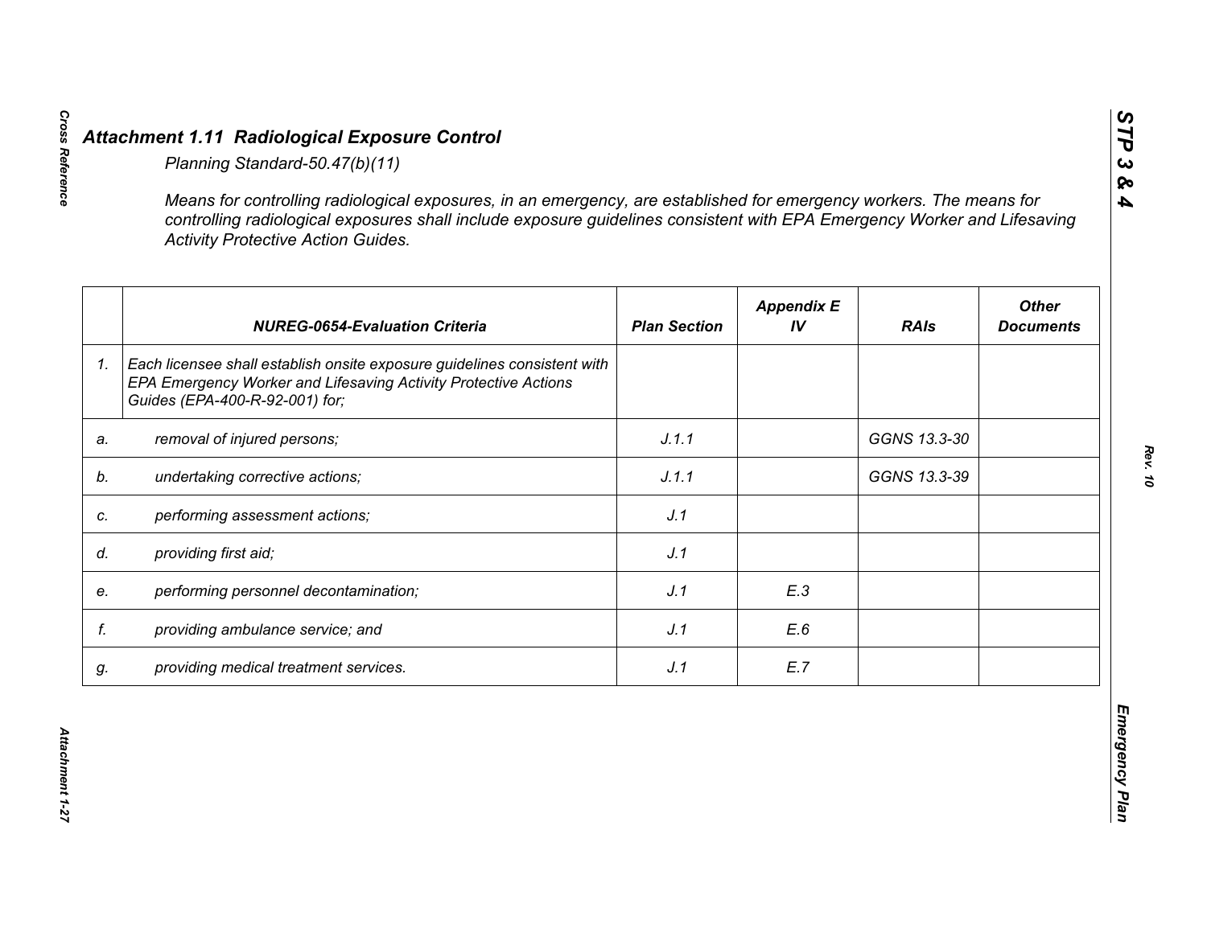# *Attachment 1.11 Radiological Exposure Control*

*Planning Standard-50.47(b)(11)*

*Means for controlling radiological exposures, in an emergency, are established for emergency workers. The means for controlling radiological exposures shall include exposure guidelines consistent with EPA Emergency Worker and Lifesaving Activity Protective Action Guides.*

| | *NUREG-0654-Evaluation Criteria* | *Plan Section* | *Appendix E IV* | *RAIs* | *Other Documents* |
|---|---|---|---|---|---|
| *1.* | *Each licensee shall establish onsite exposure guidelines consistent with EPA Emergency Worker and Lifesaving Activity Protective Actions Guides (EPA-400-R-92-001) for;* | | | | |
| *a.* | *removal of injured persons;* | *J.1.1* | | *GGNS 13.3-30* | |
| *b.* | *undertaking corrective actions;* | *J.1.1* | | *GGNS 13.3-39* | |
| *c.* | *performing assessment actions;* | *J.1* | | | |
| *d.* | *providing first aid;* | *J.1* | | | |
| *e.* | *performing personnel decontamination;* | *J.1* | *E.3* | | |
| *f.* | *providing ambulance service; and* | *J.1* | *E.6* | | |
| *g.* | *providing medical treatment services.* | *J.1* | *E.7* | | |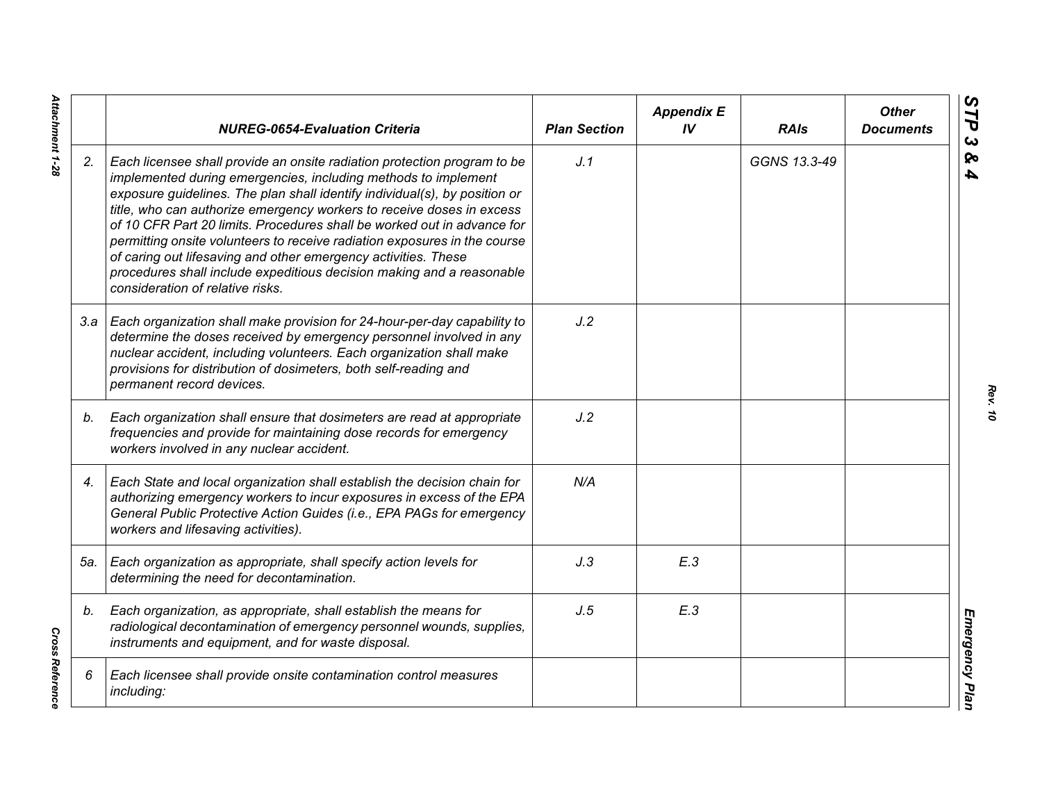| | NUREG-0654-Evaluation Criteria | Plan Section | Appendix E IV | RAIs | Other Documents |
|---|---|---|---|---|---|
| 2. | Each licensee shall provide an onsite radiation protection program to be implemented during emergencies, including methods to implement exposure guidelines. The plan shall identify individual(s), by position or title, who can authorize emergency workers to receive doses in excess of 10 CFR Part 20 limits. Procedures shall be worked out in advance for permitting onsite volunteers to receive radiation exposures in the course of caring out lifesaving and other emergency activities. These procedures shall include expeditious decision making and a reasonable consideration of relative risks. | J.1 | | GGNS 13.3-49 | |
| 3.a | Each organization shall make provision for 24-hour-per-day capability to determine the doses received by emergency personnel involved in any nuclear accident, including volunteers. Each organization shall make provisions for distribution of dosimeters, both self-reading and permanent record devices. | J.2 | | | |
| b. | Each organization shall ensure that dosimeters are read at appropriate frequencies and provide for maintaining dose records for emergency workers involved in any nuclear accident. | J.2 | | | |
| 4. | Each State and local organization shall establish the decision chain for authorizing emergency workers to incur exposures in excess of the EPA General Public Protective Action Guides (i.e., EPA PAGs for emergency workers and lifesaving activities). | N/A | | | |
| 5a. | Each organization as appropriate, shall specify action levels for determining the need for decontamination. | J.3 | E.3 | | |
| b. | Each organization, as appropriate, shall establish the means for radiological decontamination of emergency personnel wounds, supplies, instruments and equipment, and for waste disposal. | J.5 | E.3 | | |
| 6 | Each licensee shall provide onsite contamination control measures including: | | | | |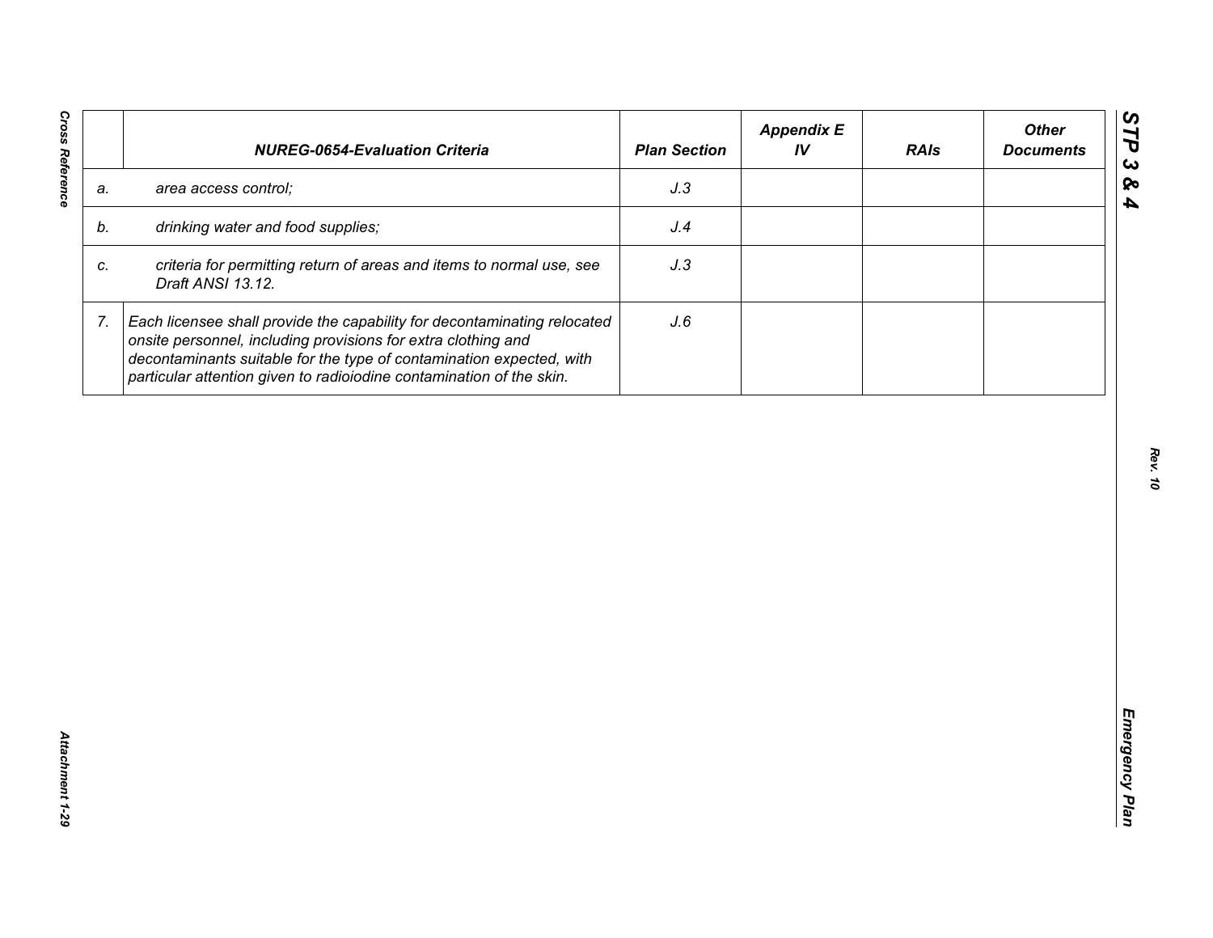| | NUREG-0654-Evaluation Criteria | Plan Section | Appendix E IV | RAIs | Other Documents |
|---|---|---|---|---|---|
| a. | *area access control;* | *J.3* | | | |
| b. | *drinking water and food supplies;* | *J.4* | | | |
| c. | *criteria for permitting return of areas and items to normal use, see Draft ANSI 13.12.* | *J.3* | | | |
| 7. | *Each licensee shall provide the capability for decontaminating relocated onsite personnel, including provisions for extra clothing and decontaminants suitable for the type of contamination expected, with particular attention given to radioiodine contamination of the skin.* | *J.6* | | | |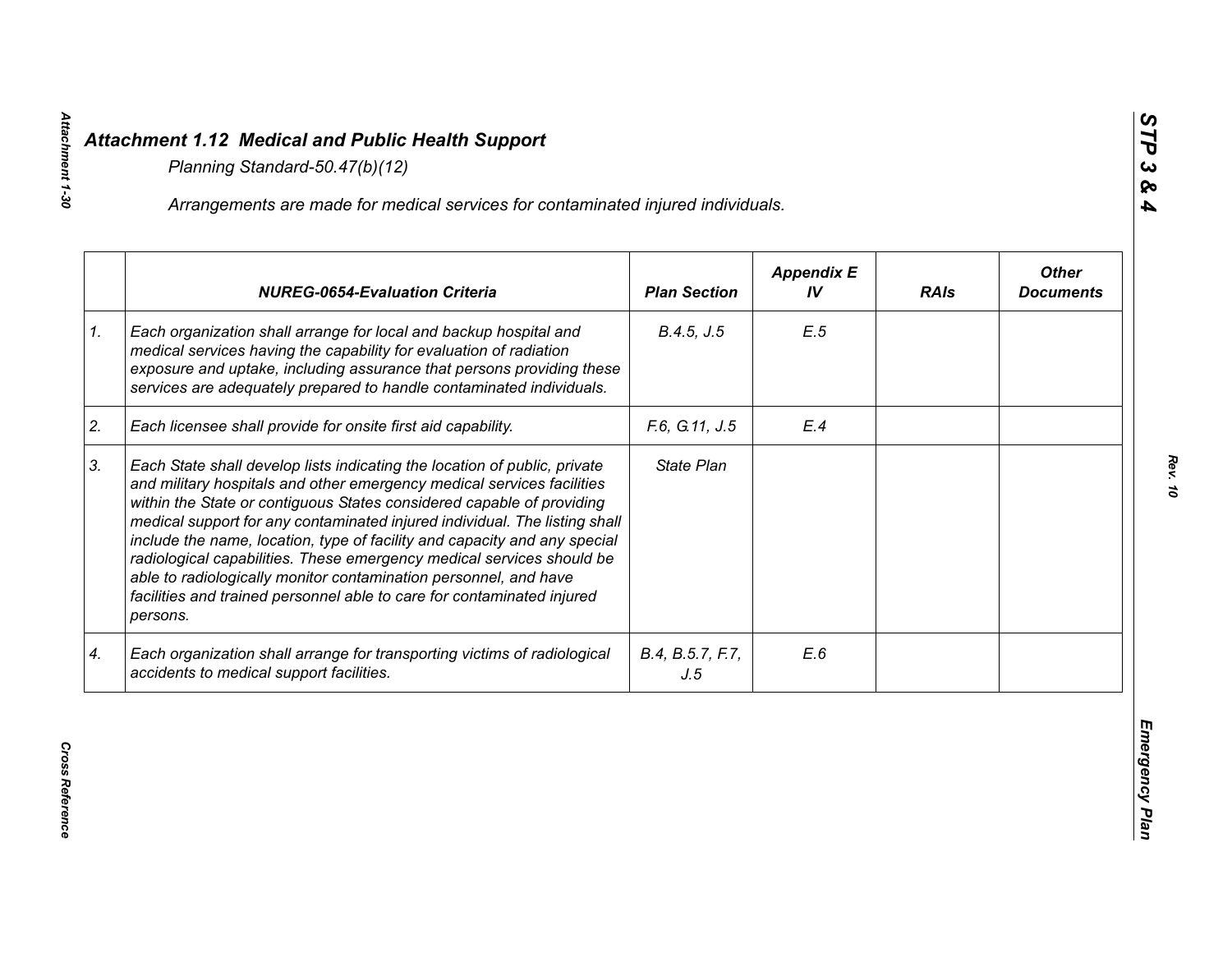## *Attachment 1.12 Medical and Public Health Support*

*Planning Standard-50.47(b)(12)*

*Arrangements are made for medical services for contaminated injured individuals.*

| | *NUREG-0654-Evaluation Criteria* | *Plan Section* | *Appendix E IV* | *RAIs* | *Other Documents* |
|---|---|---|---|---|---|
| *1.* | *Each organization shall arrange for local and backup hospital and medical services having the capability for evaluation of radiation exposure and uptake, including assurance that persons providing these services are adequately prepared to handle contaminated individuals.* | *B.4.5, J.5* | *E.5* | | |
| *2.* | *Each licensee shall provide for onsite first aid capability.* | *F.6, G.11, J.5* | *E.4* | | |
| *3.* | *Each State shall develop lists indicating the location of public, private and military hospitals and other emergency medical services facilities within the State or contiguous States considered capable of providing medical support for any contaminated injured individual. The listing shall include the name, location, type of facility and capacity and any special radiological capabilities. These emergency medical services should be able to radiologically monitor contamination personnel, and have facilities and trained personnel able to care for contaminated injured persons.* | *State Plan* | | | |
| *4.* | *Each organization shall arrange for transporting victims of radiological accidents to medical support facilities.* | *B.4, B.5.7, F.7, J.5* | *E.6* | | |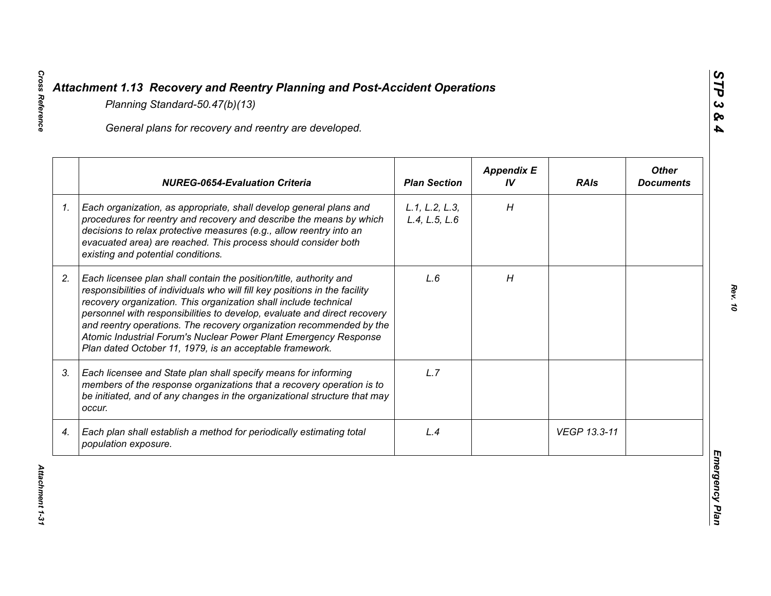# *Attachment 1.13 Recovery and Reentry Planning and Post-Accident Operations*

*Planning Standard-50.47(b)(13)*

*General plans for recovery and reentry are developed.*

| | NUREG-0654-Evaluation Criteria | Plan Section | Appendix E IV | RAIs | Other Documents |
|---|---|---|---|---|---|
| 1. | Each organization, as appropriate, shall develop general plans and procedures for reentry and recovery and describe the means by which decisions to relax protective measures (e.g., allow reentry into an evacuated area) are reached. This process should consider both existing and potential conditions. | L.1, L.2, L.3, L.4, L.5, L.6 | H | | |
| 2. | Each licensee plan shall contain the position/title, authority and responsibilities of individuals who will fill key positions in the facility recovery organization. This organization shall include technical personnel with responsibilities to develop, evaluate and direct recovery and reentry operations. The recovery organization recommended by the Atomic Industrial Forum's Nuclear Power Plant Emergency Response Plan dated October 11, 1979, is an acceptable framework. | L.6 | H | | |
| 3. | Each licensee and State plan shall specify means for informing members of the response organizations that a recovery operation is to be initiated, and of any changes in the organizational structure that may occur. | L.7 | | | |
| 4. | Each plan shall establish a method for periodically estimating total population exposure. | L.4 | | VEGP 13.3-11 | |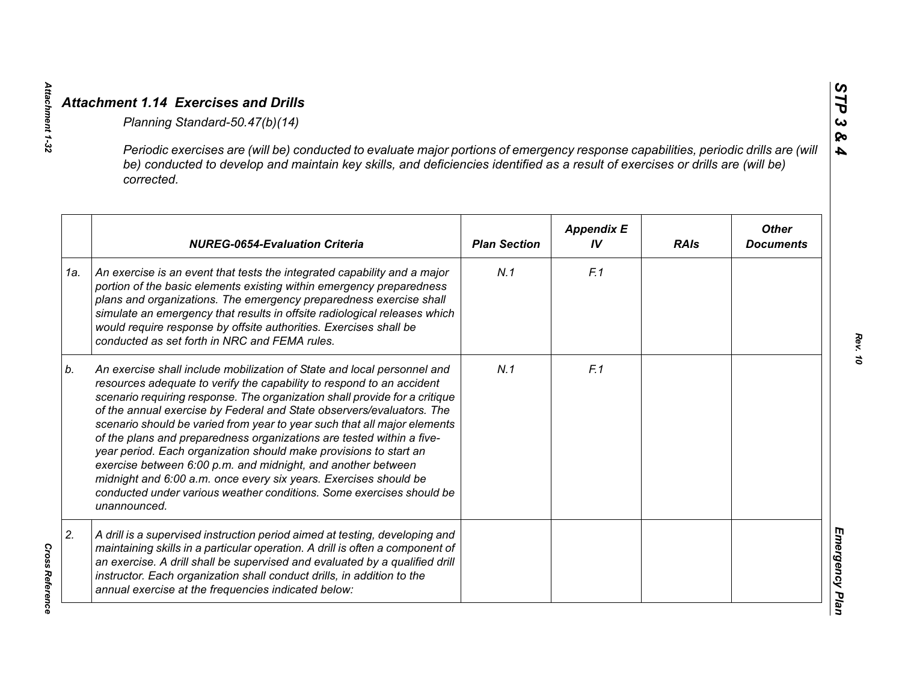## *Attachment 1.14 Exercises and Drills*

*Planning Standard-50.47(b)(14)*

*Periodic exercises are (will be) conducted to evaluate major portions of emergency response capabilities, periodic drills are (will be) conducted to develop and maintain key skills, and deficiencies identified as a result of exercises or drills are (will be) corrected.*

| | NUREG-0654-Evaluation Criteria | Plan Section | Appendix E IV | RAIs | Other Documents |
|---|---|---|---|---|---|
| 1a. | *An exercise is an event that tests the integrated capability and a major portion of the basic elements existing within emergency preparedness plans and organizations. The emergency preparedness exercise shall simulate an emergency that results in offsite radiological releases which would require response by offsite authorities. Exercises shall be conducted as set forth in NRC and FEMA rules.* | *N.1* | *F.1* | | |
| b. | *An exercise shall include mobilization of State and local personnel and resources adequate to verify the capability to respond to an accident scenario requiring response. The organization shall provide for a critique of the annual exercise by Federal and State observers/evaluators. The scenario should be varied from year to year such that all major elements of the plans and preparedness organizations are tested within a five-year period. Each organization should make provisions to start an exercise between 6:00 p.m. and midnight, and another between midnight and 6:00 a.m. once every six years. Exercises should be conducted under various weather conditions. Some exercises should be unannounced.* | *N.1* | *F.1* | | |
| 2. | *A drill is a supervised instruction period aimed at testing, developing and maintaining skills in a particular operation. A drill is often a component of an exercise. A drill shall be supervised and evaluated by a qualified drill instructor. Each organization shall conduct drills, in addition to the annual exercise at the frequencies indicated below:* | | | | |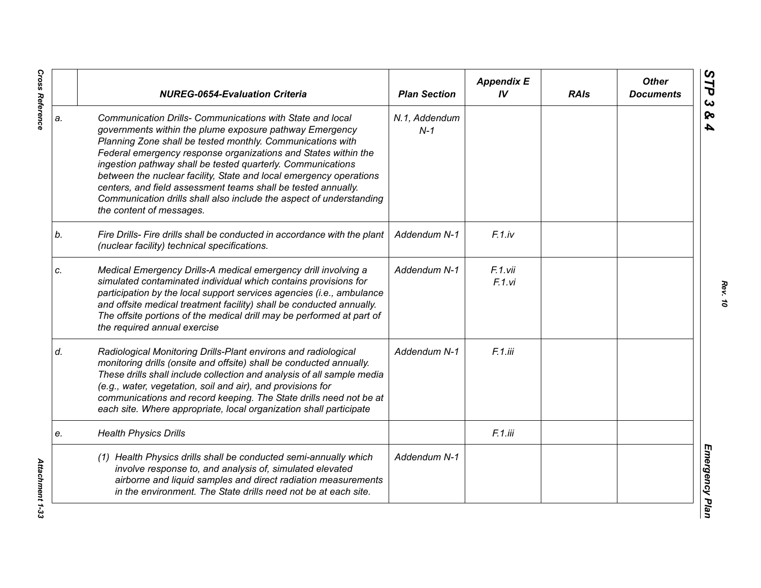| | NUREG-0654-Evaluation Criteria | Plan Section | Appendix E IV | RAIs | Other Documents |
|---|---|---|---|---|---|
| a. | *Communication Drills- Communications with State and local governments within the plume exposure pathway Emergency Planning Zone shall be tested monthly. Communications with Federal emergency response organizations and States within the ingestion pathway shall be tested quarterly. Communications between the nuclear facility, State and local emergency operations centers, and field assessment teams shall be tested annually. Communication drills shall also include the aspect of understanding the content of messages.* | N.1, Addendum N-1 | | | |
| b. | *Fire Drills- Fire drills shall be conducted in accordance with the plant (nuclear facility) technical specifications.* | Addendum N-1 | F.1.iv | | |
| c. | *Medical Emergency Drills-A medical emergency drill involving a simulated contaminated individual which contains provisions for participation by the local support services agencies (i.e., ambulance and offsite medical treatment facility) shall be conducted annually. The offsite portions of the medical drill may be performed at part of the required annual exercise* | Addendum N-1 | F.1.vii F.1.vi | | |
| d. | *Radiological Monitoring Drills-Plant environs and radiological monitoring drills (onsite and offsite) shall be conducted annually. These drills shall include collection and analysis of all sample media (e.g., water, vegetation, soil and air), and provisions for communications and record keeping. The State drills need not be at each site. Where appropriate, local organization shall participate* | Addendum N-1 | F.1.iii | | |
| e. | *Health Physics Drills* | | F.1.iii | | |
| | *(1) Health Physics drills shall be conducted semi-annually which involve response to, and analysis of, simulated elevated airborne and liquid samples and direct radiation measurements in the environment. The State drills need not be at each site.* | Addendum N-1 | | | |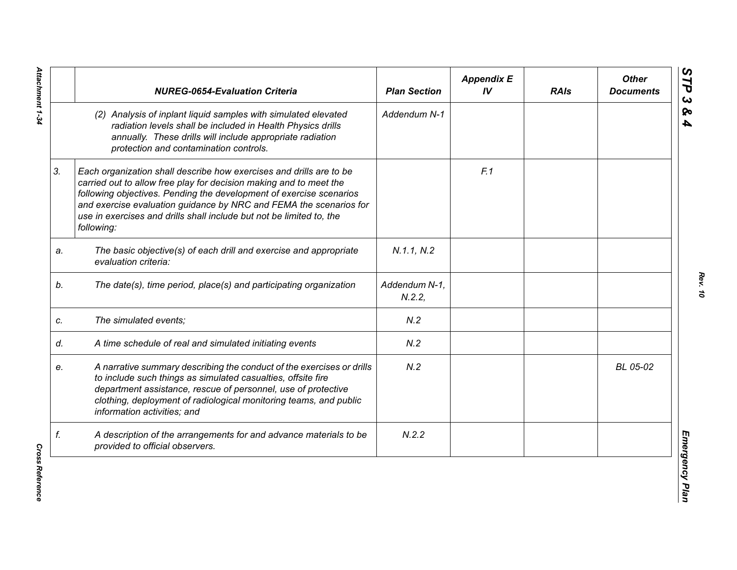| | NUREG-0654-Evaluation Criteria | Plan Section | Appendix E IV | RAIs | Other Documents |
|---|---|---|---|---|---|
| | *(2) Analysis of inplant liquid samples with simulated elevated radiation levels shall be included in Health Physics drills annually. These drills will include appropriate radiation protection and contamination controls.* | *Addendum N-1* | | | |
| *3.* | *Each organization shall describe how exercises and drills are to be carried out to allow free play for decision making and to meet the following objectives. Pending the development of exercise scenarios and exercise evaluation guidance by NRC and FEMA the scenarios for use in exercises and drills shall include but not be limited to, the following:* | | *F.1* | | |
| *a.* | *The basic objective(s) of each drill and exercise and appropriate evaluation criteria:* | *N.1.1, N.2* | | | |
| *b.* | *The date(s), time period, place(s) and participating organization* | *Addendum N-1, N.2.2,* | | | |
| *c.* | *The simulated events;* | *N.2* | | | |
| *d.* | *A time schedule of real and simulated initiating events* | *N.2* | | | |
| *e.* | *A narrative summary describing the conduct of the exercises or drills to include such things as simulated casualties, offsite fire department assistance, rescue of personnel, use of protective clothing, deployment of radiological monitoring teams, and public information activities; and* | *N.2* | | | *BL 05-02* |
| *f.* | *A description of the arrangements for and advance materials to be provided to official observers.* | *N.2.2* | | | |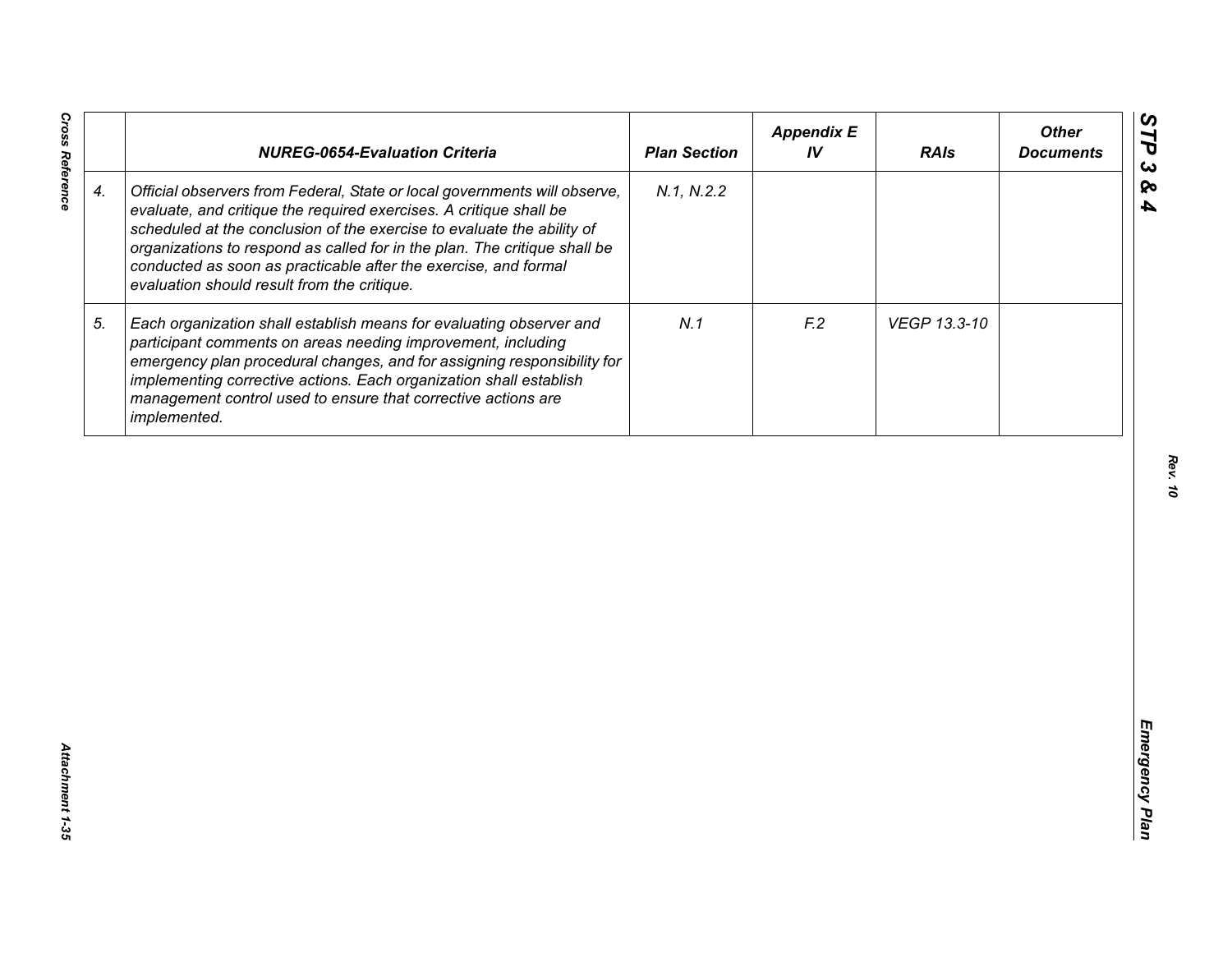|  | NUREG-0654-Evaluation Criteria | Plan Section | Appendix E IV | RAIs | Other Documents |
|---|---|---|---|---|---|
| 4. | *Official observers from Federal, State or local governments will observe, evaluate, and critique the required exercises. A critique shall be scheduled at the conclusion of the exercise to evaluate the ability of organizations to respond as called for in the plan. The critique shall be conducted as soon as practicable after the exercise, and formal evaluation should result from the critique.* | *N.1, N.2.2* |  |  |  |
| 5. | *Each organization shall establish means for evaluating observer and participant comments on areas needing improvement, including emergency plan procedural changes, and for assigning responsibility for implementing corrective actions. Each organization shall establish management control used to ensure that corrective actions are implemented.* | *N.1* | *F.2* | *VEGP 13.3-10* |  |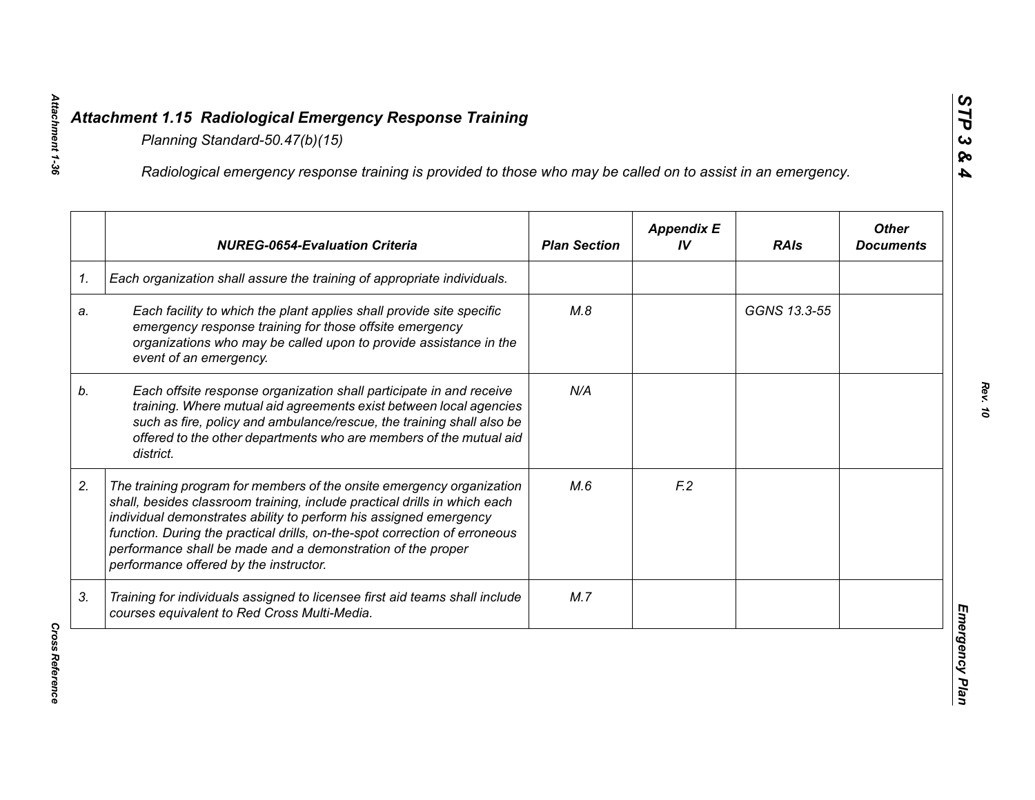# *Attachment 1.15 Radiological Emergency Response Training*

*Planning Standard-50.47(b)(15)*

*Radiological emergency response training is provided to those who may be called on to assist in an emergency.*

| | NUREG-0654-Evaluation Criteria | Plan Section | Appendix E IV | RAIs | Other Documents |
|---|---|---|---|---|---|
| 1. | Each organization shall assure the training of appropriate individuals. | | | | |
| a. | Each facility to which the plant applies shall provide site specific emergency response training for those offsite emergency organizations who may be called upon to provide assistance in the event of an emergency. | M.8 | | GGNS 13.3-55 | |
| b. | Each offsite response organization shall participate in and receive training. Where mutual aid agreements exist between local agencies such as fire, policy and ambulance/rescue, the training shall also be offered to the other departments who are members of the mutual aid district. | N/A | | | |
| 2. | The training program for members of the onsite emergency organization shall, besides classroom training, include practical drills in which each individual demonstrates ability to perform his assigned emergency function. During the practical drills, on-the-spot correction of erroneous performance shall be made and a demonstration of the proper performance offered by the instructor. | M.6 | F.2 | | |
| 3. | Training for individuals assigned to licensee first aid teams shall include courses equivalent to Red Cross Multi-Media. | M.7 | | | |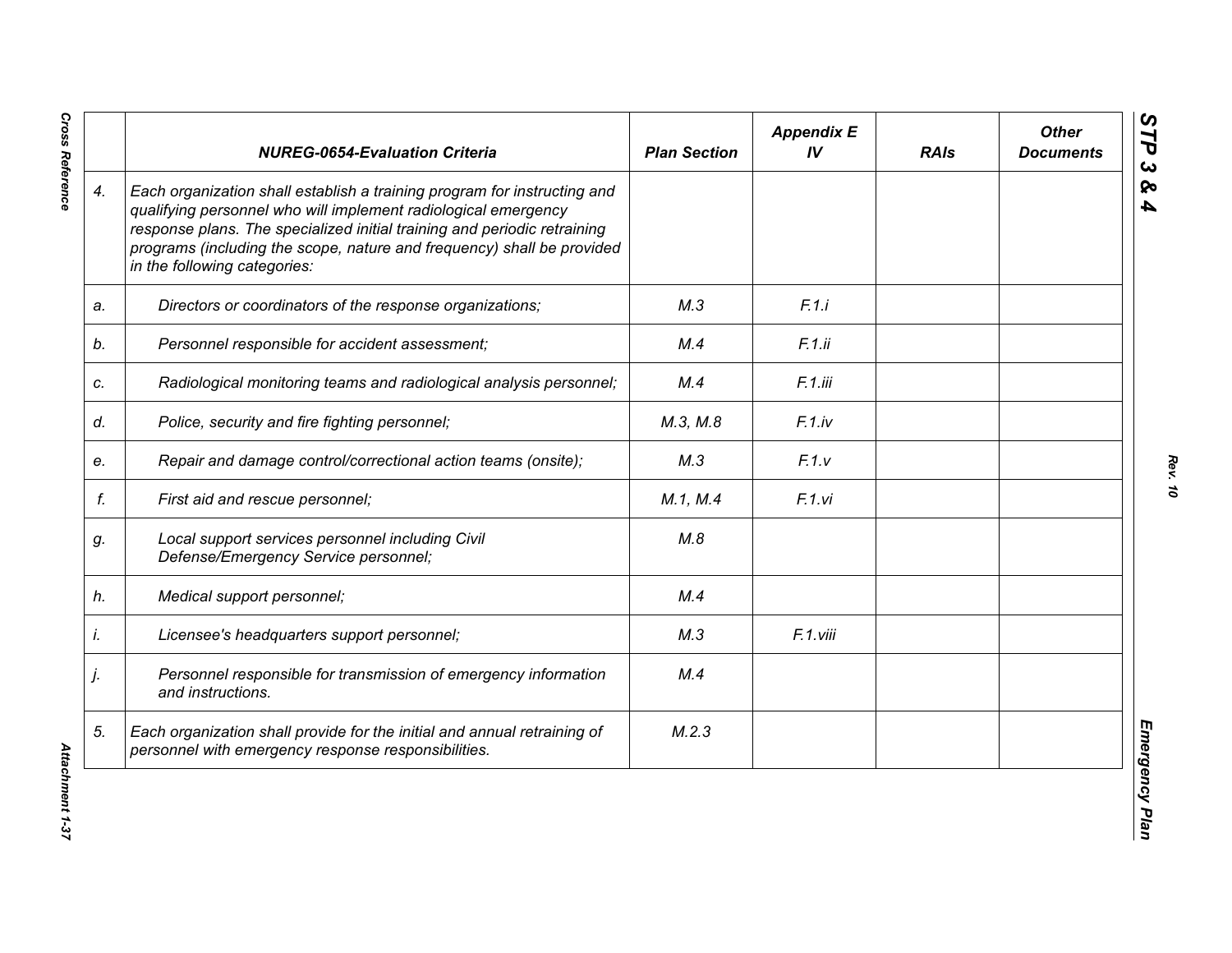|  | NUREG-0654-Evaluation Criteria | Plan Section | Appendix E IV | RAIs | Other Documents |
|---|---|---|---|---|---|
| 4. | Each organization shall establish a training program for instructing and qualifying personnel who will implement radiological emergency response plans. The specialized initial training and periodic retraining programs (including the scope, nature and frequency) shall be provided in the following categories: |  |  |  |  |
| a. | Directors or coordinators of the response organizations; | M.3 | F.1.i |  |  |
| b. | Personnel responsible for accident assessment; | M.4 | F.1.ii |  |  |
| c. | Radiological monitoring teams and radiological analysis personnel; | M.4 | F.1.iii |  |  |
| d. | Police, security and fire fighting personnel; | M.3, M.8 | F.1.iv |  |  |
| e. | Repair and damage control/correctional action teams (onsite); | M.3 | F.1.v |  |  |
| f. | First aid and rescue personnel; | M.1, M.4 | F.1.vi |  |  |
| g. | Local support services personnel including Civil Defense/Emergency Service personnel; | M.8 |  |  |  |
| h. | Medical support personnel; | M.4 |  |  |  |
| i. | Licensee's headquarters support personnel; | M.3 | F.1.viii |  |  |
| j. | Personnel responsible for transmission of emergency information and instructions. | M.4 |  |  |  |
| 5. | Each organization shall provide for the initial and annual retraining of personnel with emergency response responsibilities. | M.2.3 |  |  |  |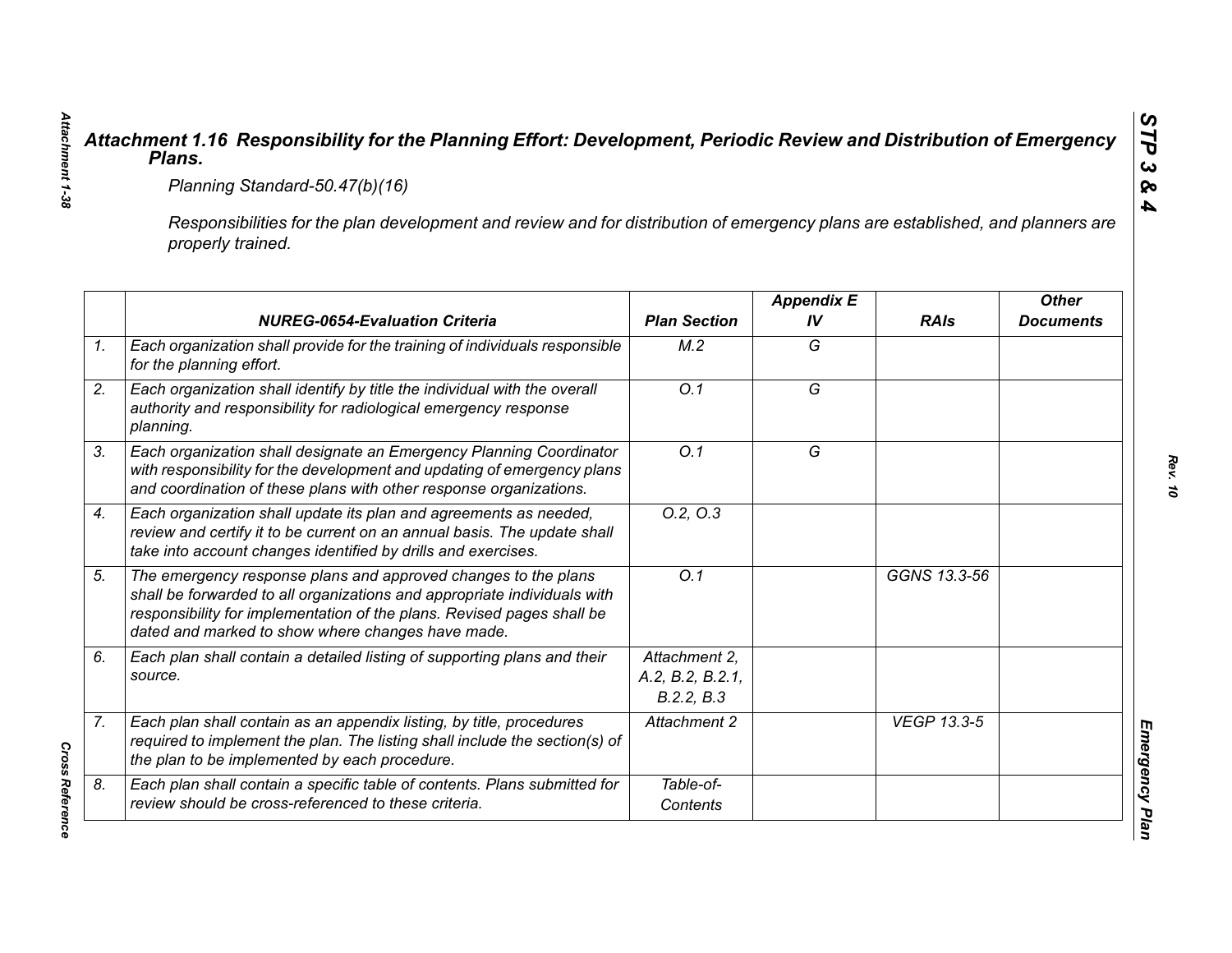# *Attachment 1.16 Responsibility for the Planning Effort: Development, Periodic Review and Distribution of Emergency Plans.*

*Planning Standard-50.47(b)(16)*

*Responsibilities for the plan development and review and for distribution of emergency plans are established, and planners are properly trained.*

| | NUREG-0654-Evaluation Criteria | Plan Section | Appendix E IV | RAIs | Other Documents |
|---|---|---|---|---|---|
| 1. | Each organization shall provide for the training of individuals responsible for the planning effort. | M.2 | G | | |
| 2. | Each organization shall identify by title the individual with the overall authority and responsibility for radiological emergency response planning. | O.1 | G | | |
| 3. | Each organization shall designate an Emergency Planning Coordinator with responsibility for the development and updating of emergency plans and coordination of these plans with other response organizations. | O.1 | G | | |
| 4. | Each organization shall update its plan and agreements as needed, review and certify it to be current on an annual basis. The update shall take into account changes identified by drills and exercises. | O.2, O.3 | | | |
| 5. | The emergency response plans and approved changes to the plans shall be forwarded to all organizations and appropriate individuals with responsibility for implementation of the plans. Revised pages shall be dated and marked to show where changes have made. | O.1 | | GGNS 13.3-56 | |
| 6. | Each plan shall contain a detailed listing of supporting plans and their source. | Attachment 2, A.2, B.2, B.2.1, B.2.2, B.3 | | | |
| 7. | Each plan shall contain as an appendix listing, by title, procedures required to implement the plan. The listing shall include the section(s) of the plan to be implemented by each procedure. | Attachment 2 | | VEGP 13.3-5 | |
| 8. | Each plan shall contain a specific table of contents. Plans submitted for review should be cross-referenced to these criteria. | Table-of-Contents | | | |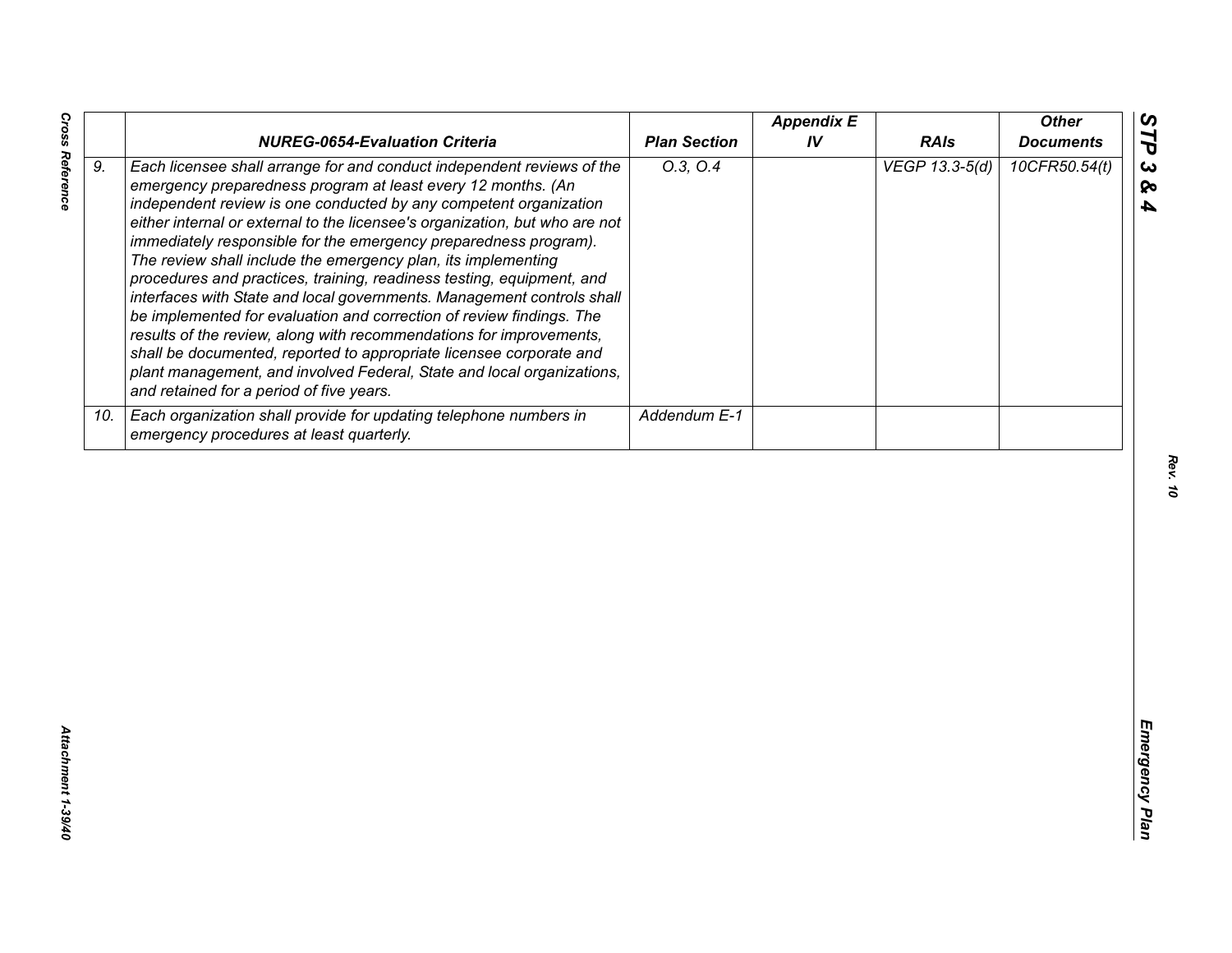| | NUREG-0654-Evaluation Criteria | Plan Section | Appendix E IV | RAIs | Other Documents |
|---|---|---|---|---|---|
| 9. | *Each licensee shall arrange for and conduct independent reviews of the emergency preparedness program at least every 12 months. (An independent review is one conducted by any competent organization either internal or external to the licensee's organization, but who are not immediately responsible for the emergency preparedness program). The review shall include the emergency plan, its implementing procedures and practices, training, readiness testing, equipment, and interfaces with State and local governments. Management controls shall be implemented for evaluation and correction of review findings. The results of the review, along with recommendations for improvements, shall be documented, reported to appropriate licensee corporate and plant management, and involved Federal, State and local organizations, and retained for a period of five years.* | O.3, O.4 | | VEGP 13.3-5(d) | 10CFR50.54(t) |
| 10. | *Each organization shall provide for updating telephone numbers in emergency procedures at least quarterly.* | Addendum E-1 | | | |